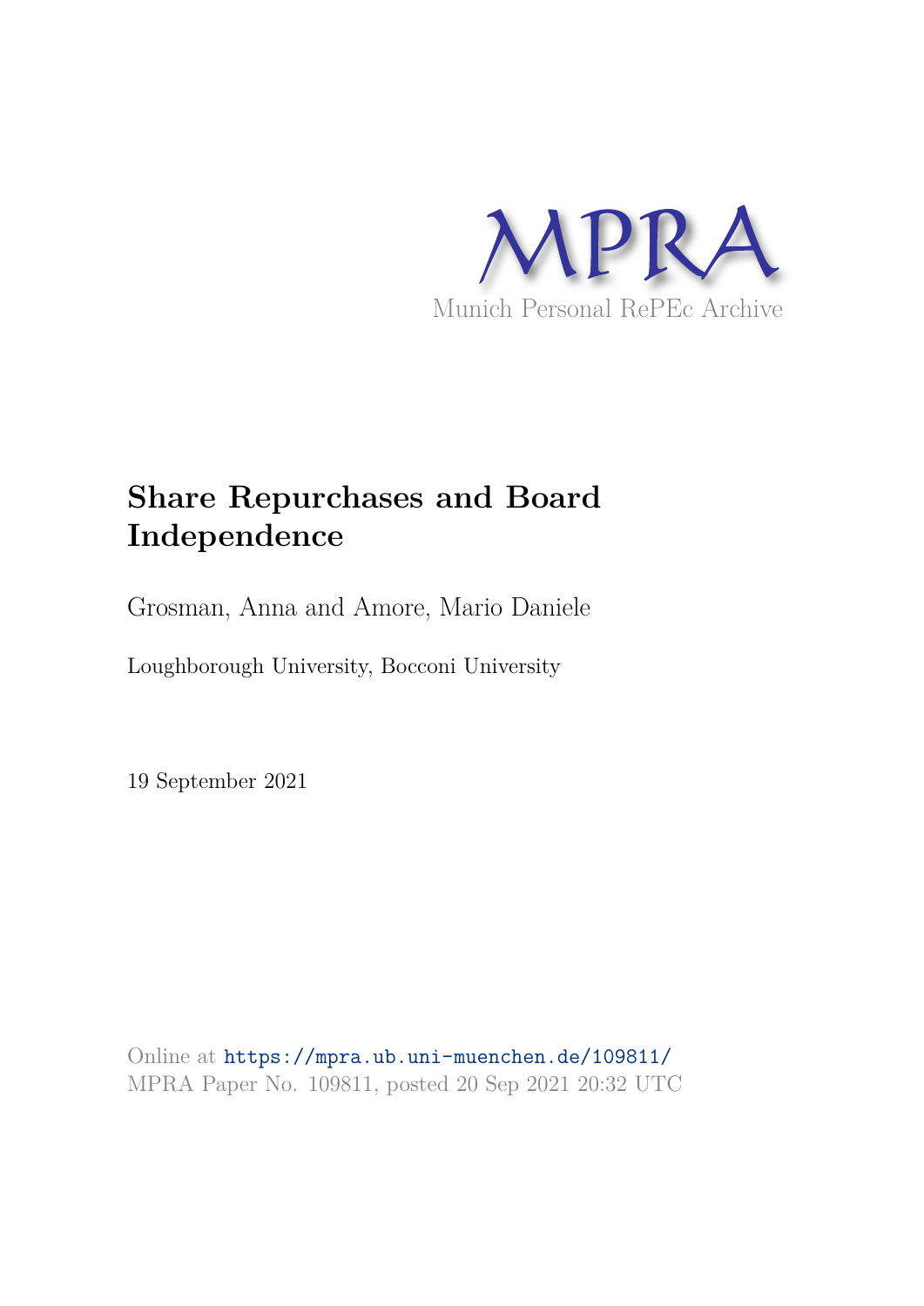MPRA

Munich Personal RePEc Archive

# Share Repurchases and Board Independence

Grosman, Anna and Amore, Mario Daniele

Loughborough University, Bocconi University

19 September 2021

Online at https://mpra.ub.uni-muenchen.de/109811/
MPRA Paper No. 109811, posted 20 Sep 2021 20:32 UTC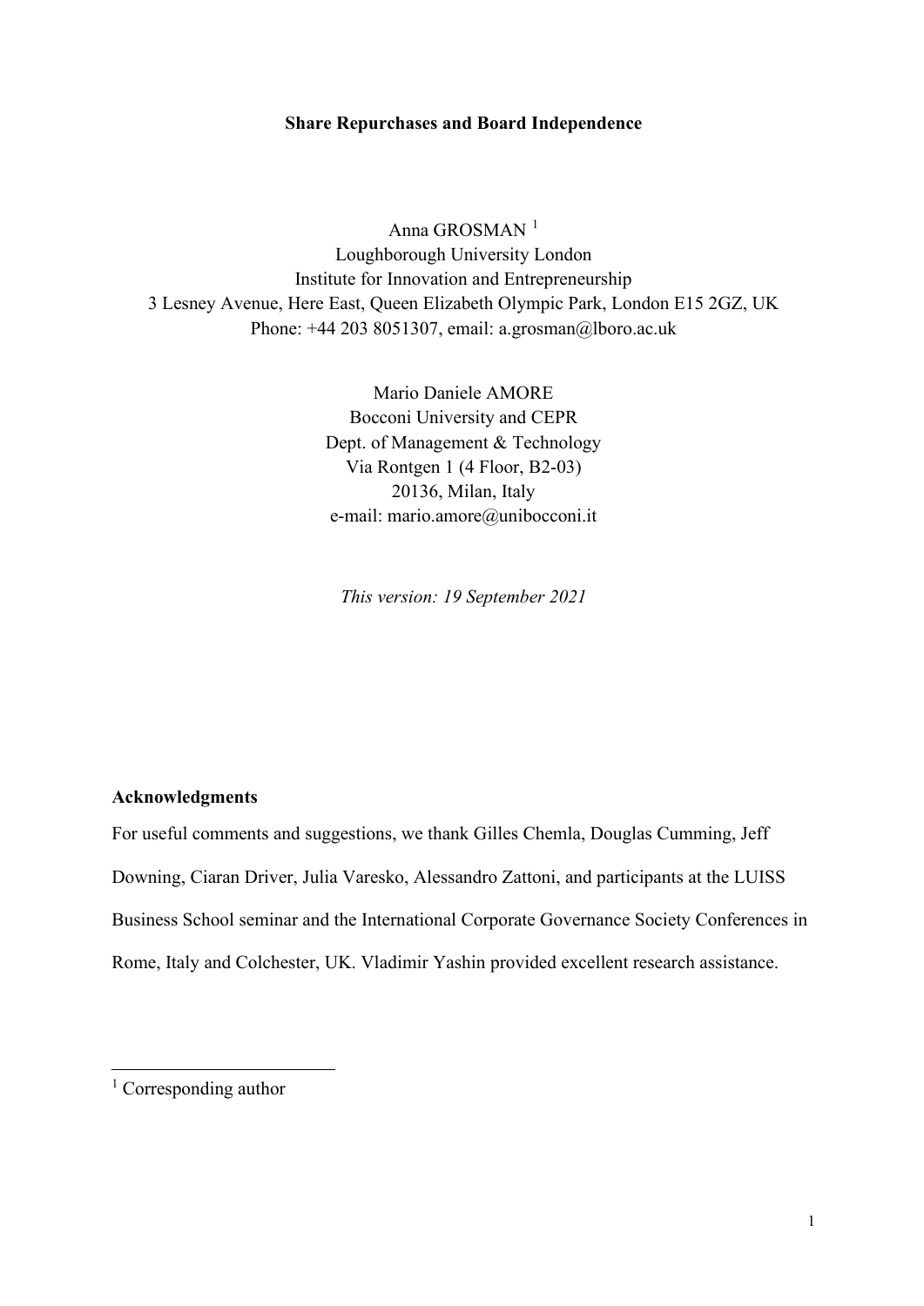**Share Repurchases and Board Independence**

Anna GROSMAN [1]
Loughborough University London
Institute for Innovation and Entrepreneurship
3 Lesney Avenue, Here East, Queen Elizabeth Olympic Park, London E15 2GZ, UK
Phone: +44 203 8051307, email: a.grosman@lboro.ac.uk

Mario Daniele AMORE
Bocconi University and CEPR
Dept. of Management & Technology
Via Rontgen 1 (4 Floor, B2-03)
20136, Milan, Italy
e-mail: mario.amore@unibocconi.it

*This version: 19 September 2021*

**Acknowledgments**

For useful comments and suggestions, we thank Gilles Chemla, Douglas Cumming, Jeff Downing, Ciaran Driver, Julia Varesko, Alessandro Zattoni, and participants at the LUISS Business School seminar and the International Corporate Governance Society Conferences in Rome, Italy and Colchester, UK. Vladimir Yashin provided excellent research assistance.

[1] Corresponding author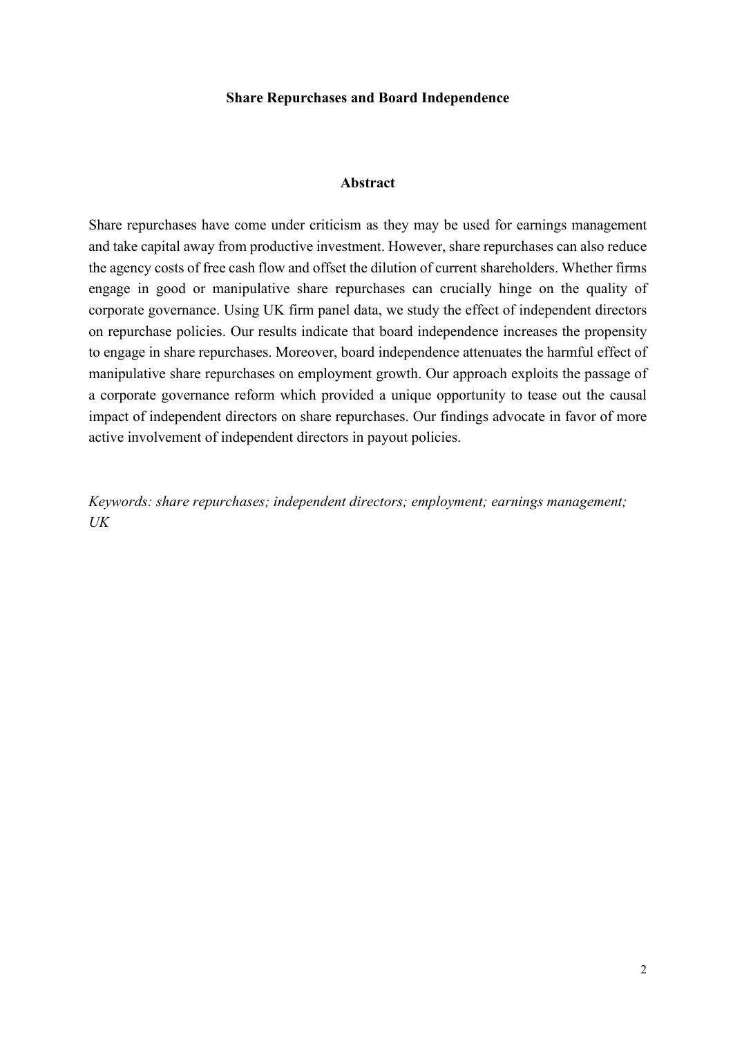**Share Repurchases and Board Independence**

**Abstract**

Share repurchases have come under criticism as they may be used for earnings management and take capital away from productive investment. However, share repurchases can also reduce the agency costs of free cash flow and offset the dilution of current shareholders. Whether firms engage in good or manipulative share repurchases can crucially hinge on the quality of corporate governance. Using UK firm panel data, we study the effect of independent directors on repurchase policies. Our results indicate that board independence increases the propensity to engage in share repurchases. Moreover, board independence attenuates the harmful effect of manipulative share repurchases on employment growth. Our approach exploits the passage of a corporate governance reform which provided a unique opportunity to tease out the causal impact of independent directors on share repurchases. Our findings advocate in favor of more active involvement of independent directors in payout policies.

*Keywords: share repurchases; independent directors; employment; earnings management; UK*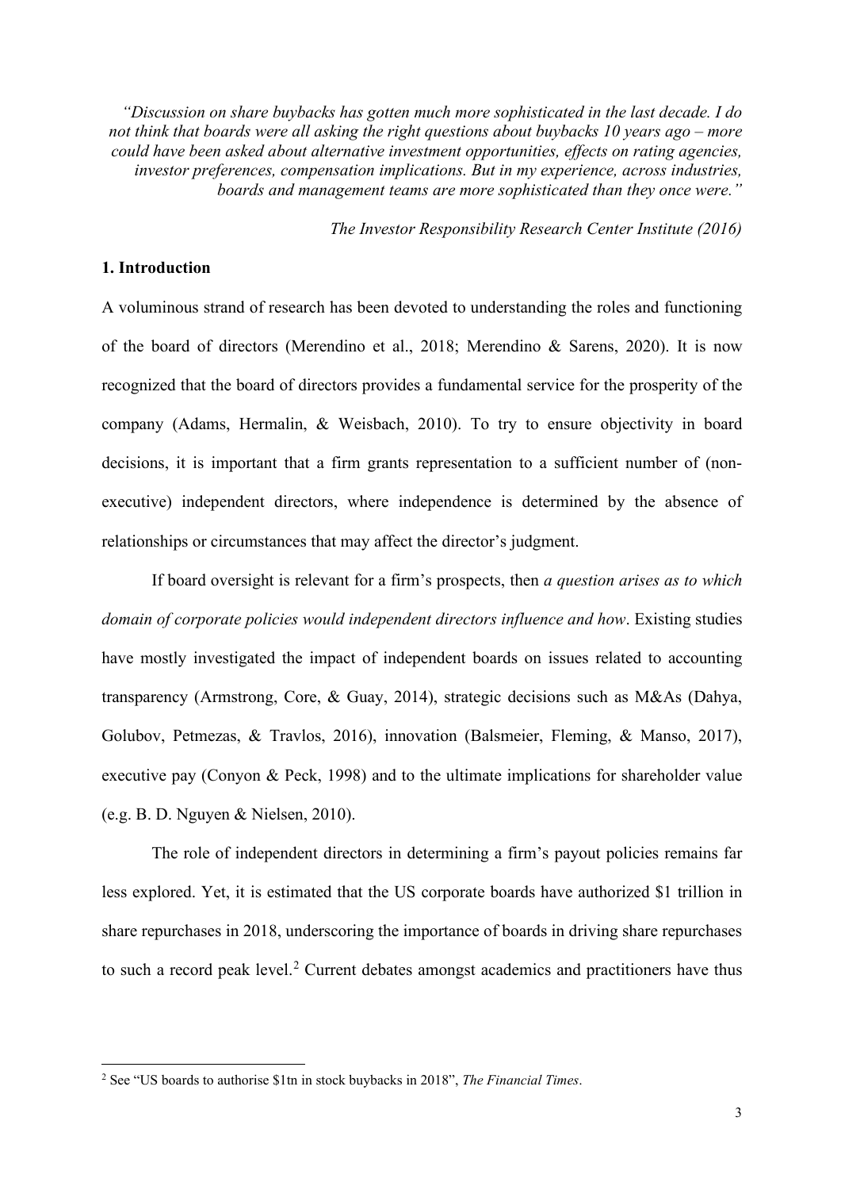*"Discussion on share buybacks has gotten much more sophisticated in the last decade. I do not think that boards were all asking the right questions about buybacks 10 years ago – more could have been asked about alternative investment opportunities, effects on rating agencies, investor preferences, compensation implications. But in my experience, across industries, boards and management teams are more sophisticated than they once were."*

*The Investor Responsibility Research Center Institute (2016)*

## 1. Introduction

A voluminous strand of research has been devoted to understanding the roles and functioning of the board of directors (Merendino et al., 2018; Merendino & Sarens, 2020). It is now recognized that the board of directors provides a fundamental service for the prosperity of the company (Adams, Hermalin, & Weisbach, 2010). To try to ensure objectivity in board decisions, it is important that a firm grants representation to a sufficient number of (non-executive) independent directors, where independence is determined by the absence of relationships or circumstances that may affect the director's judgment.

If board oversight is relevant for a firm's prospects, then *a question arises as to which domain of corporate policies would independent directors influence and how*. Existing studies have mostly investigated the impact of independent boards on issues related to accounting transparency (Armstrong, Core, & Guay, 2014), strategic decisions such as M&As (Dahya, Golubov, Petmezas, & Travlos, 2016), innovation (Balsmeier, Fleming, & Manso, 2017), executive pay (Conyon & Peck, 1998) and to the ultimate implications for shareholder value (e.g. B. D. Nguyen & Nielsen, 2010).

The role of independent directors in determining a firm's payout policies remains far less explored. Yet, it is estimated that the US corporate boards have authorized $1 trillion in share repurchases in 2018, underscoring the importance of boards in driving share repurchases to such a record peak level.[2] Current debates amongst academics and practitioners have thus

[2] See "US boards to authorise $1tn in stock buybacks in 2018", *The Financial Times*.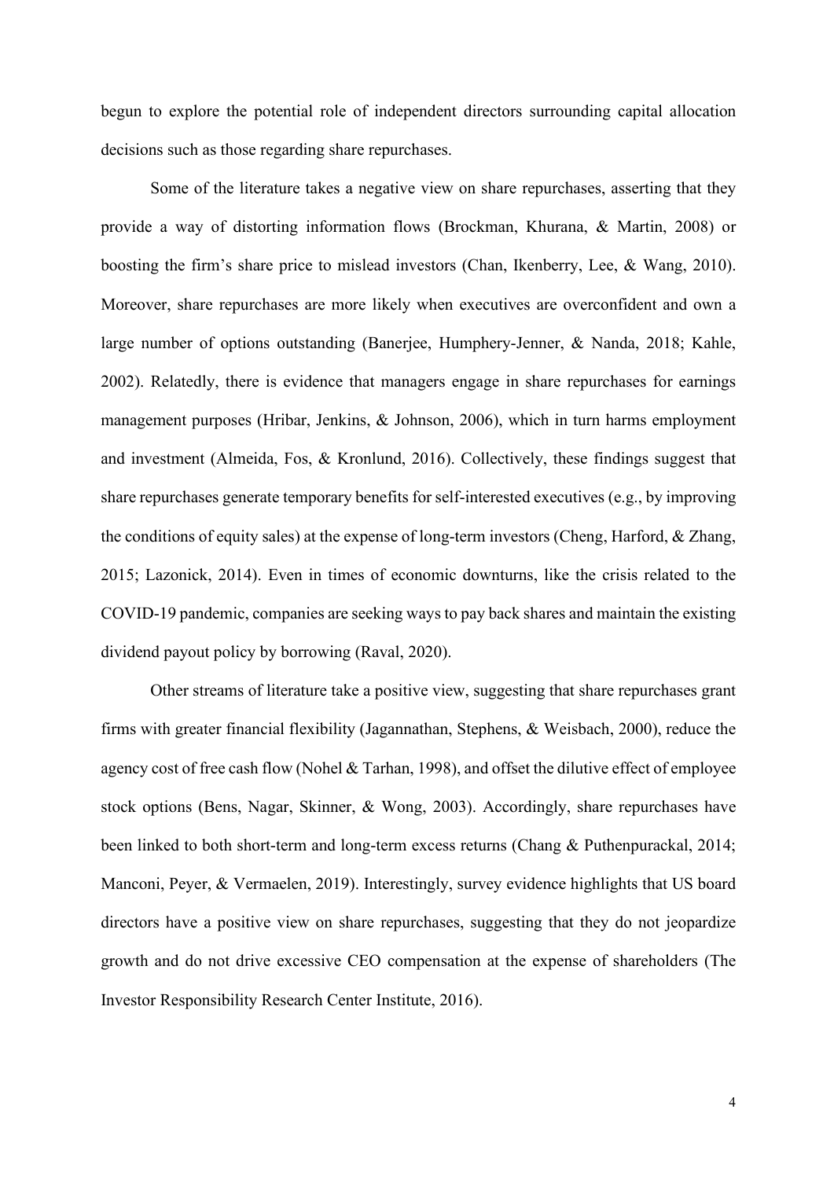begun to explore the potential role of independent directors surrounding capital allocation decisions such as those regarding share repurchases.

Some of the literature takes a negative view on share repurchases, asserting that they provide a way of distorting information flows (Brockman, Khurana, & Martin, 2008) or boosting the firm's share price to mislead investors (Chan, Ikenberry, Lee, & Wang, 2010). Moreover, share repurchases are more likely when executives are overconfident and own a large number of options outstanding (Banerjee, Humphery-Jenner, & Nanda, 2018; Kahle, 2002). Relatedly, there is evidence that managers engage in share repurchases for earnings management purposes (Hribar, Jenkins, & Johnson, 2006), which in turn harms employment and investment (Almeida, Fos, & Kronlund, 2016). Collectively, these findings suggest that share repurchases generate temporary benefits for self-interested executives (e.g., by improving the conditions of equity sales) at the expense of long-term investors (Cheng, Harford, & Zhang, 2015; Lazonick, 2014). Even in times of economic downturns, like the crisis related to the COVID-19 pandemic, companies are seeking ways to pay back shares and maintain the existing dividend payout policy by borrowing (Raval, 2020).

Other streams of literature take a positive view, suggesting that share repurchases grant firms with greater financial flexibility (Jagannathan, Stephens, & Weisbach, 2000), reduce the agency cost of free cash flow (Nohel & Tarhan, 1998), and offset the dilutive effect of employee stock options (Bens, Nagar, Skinner, & Wong, 2003). Accordingly, share repurchases have been linked to both short-term and long-term excess returns (Chang & Puthenpurackal, 2014; Manconi, Peyer, & Vermaelen, 2019). Interestingly, survey evidence highlights that US board directors have a positive view on share repurchases, suggesting that they do not jeopardize growth and do not drive excessive CEO compensation at the expense of shareholders (The Investor Responsibility Research Center Institute, 2016).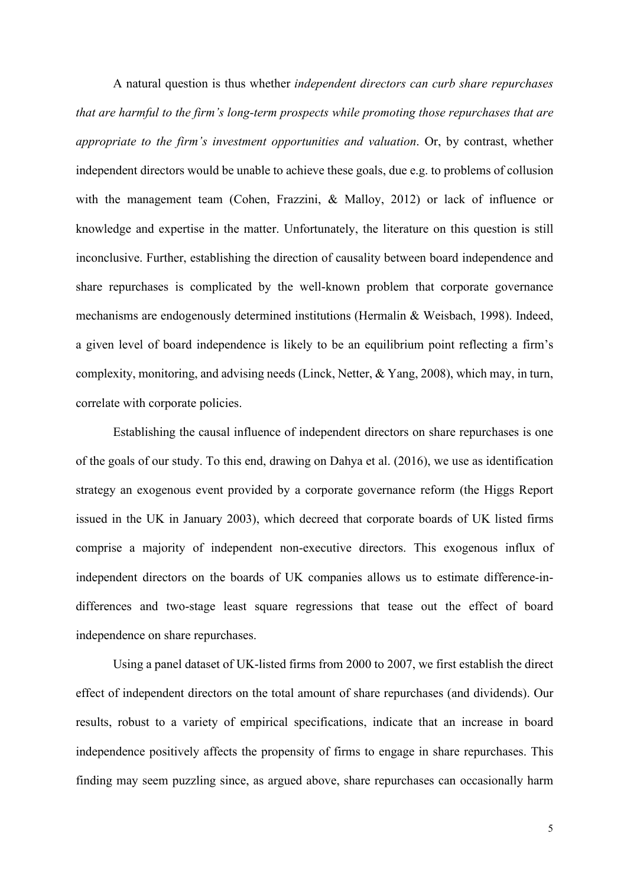A natural question is thus whether *independent directors can curb share repurchases that are harmful to the firm's long-term prospects while promoting those repurchases that are appropriate to the firm's investment opportunities and valuation*. Or, by contrast, whether independent directors would be unable to achieve these goals, due e.g. to problems of collusion with the management team (Cohen, Frazzini, & Malloy, 2012) or lack of influence or knowledge and expertise in the matter. Unfortunately, the literature on this question is still inconclusive. Further, establishing the direction of causality between board independence and share repurchases is complicated by the well-known problem that corporate governance mechanisms are endogenously determined institutions (Hermalin & Weisbach, 1998). Indeed, a given level of board independence is likely to be an equilibrium point reflecting a firm's complexity, monitoring, and advising needs (Linck, Netter, & Yang, 2008), which may, in turn, correlate with corporate policies.

Establishing the causal influence of independent directors on share repurchases is one of the goals of our study. To this end, drawing on Dahya et al. (2016), we use as identification strategy an exogenous event provided by a corporate governance reform (the Higgs Report issued in the UK in January 2003), which decreed that corporate boards of UK listed firms comprise a majority of independent non-executive directors. This exogenous influx of independent directors on the boards of UK companies allows us to estimate difference-in-differences and two-stage least square regressions that tease out the effect of board independence on share repurchases.

Using a panel dataset of UK-listed firms from 2000 to 2007, we first establish the direct effect of independent directors on the total amount of share repurchases (and dividends). Our results, robust to a variety of empirical specifications, indicate that an increase in board independence positively affects the propensity of firms to engage in share repurchases. This finding may seem puzzling since, as argued above, share repurchases can occasionally harm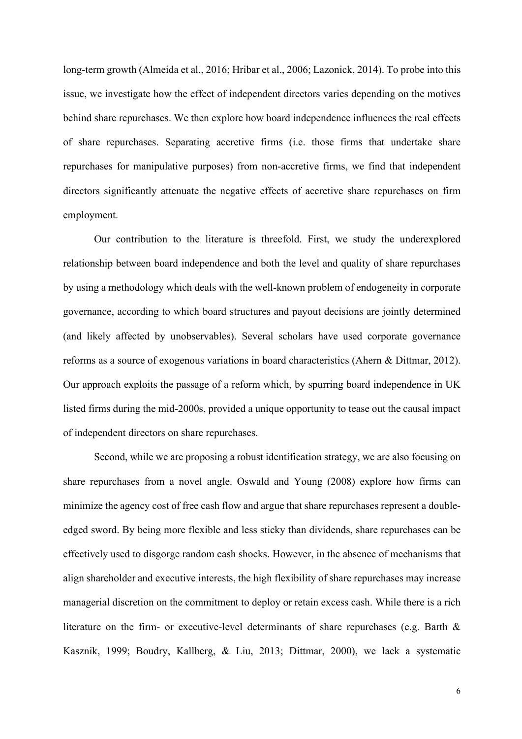long-term growth (Almeida et al., 2016; Hribar et al., 2006; Lazonick, 2014). To probe into this issue, we investigate how the effect of independent directors varies depending on the motives behind share repurchases. We then explore how board independence influences the real effects of share repurchases. Separating accretive firms (i.e. those firms that undertake share repurchases for manipulative purposes) from non-accretive firms, we find that independent directors significantly attenuate the negative effects of accretive share repurchases on firm employment.

Our contribution to the literature is threefold. First, we study the underexplored relationship between board independence and both the level and quality of share repurchases by using a methodology which deals with the well-known problem of endogeneity in corporate governance, according to which board structures and payout decisions are jointly determined (and likely affected by unobservables). Several scholars have used corporate governance reforms as a source of exogenous variations in board characteristics (Ahern & Dittmar, 2012). Our approach exploits the passage of a reform which, by spurring board independence in UK listed firms during the mid-2000s, provided a unique opportunity to tease out the causal impact of independent directors on share repurchases.

Second, while we are proposing a robust identification strategy, we are also focusing on share repurchases from a novel angle. Oswald and Young (2008) explore how firms can minimize the agency cost of free cash flow and argue that share repurchases represent a double-edged sword. By being more flexible and less sticky than dividends, share repurchases can be effectively used to disgorge random cash shocks. However, in the absence of mechanisms that align shareholder and executive interests, the high flexibility of share repurchases may increase managerial discretion on the commitment to deploy or retain excess cash. While there is a rich literature on the firm- or executive-level determinants of share repurchases (e.g. Barth & Kasznik, 1999; Boudry, Kallberg, & Liu, 2013; Dittmar, 2000), we lack a systematic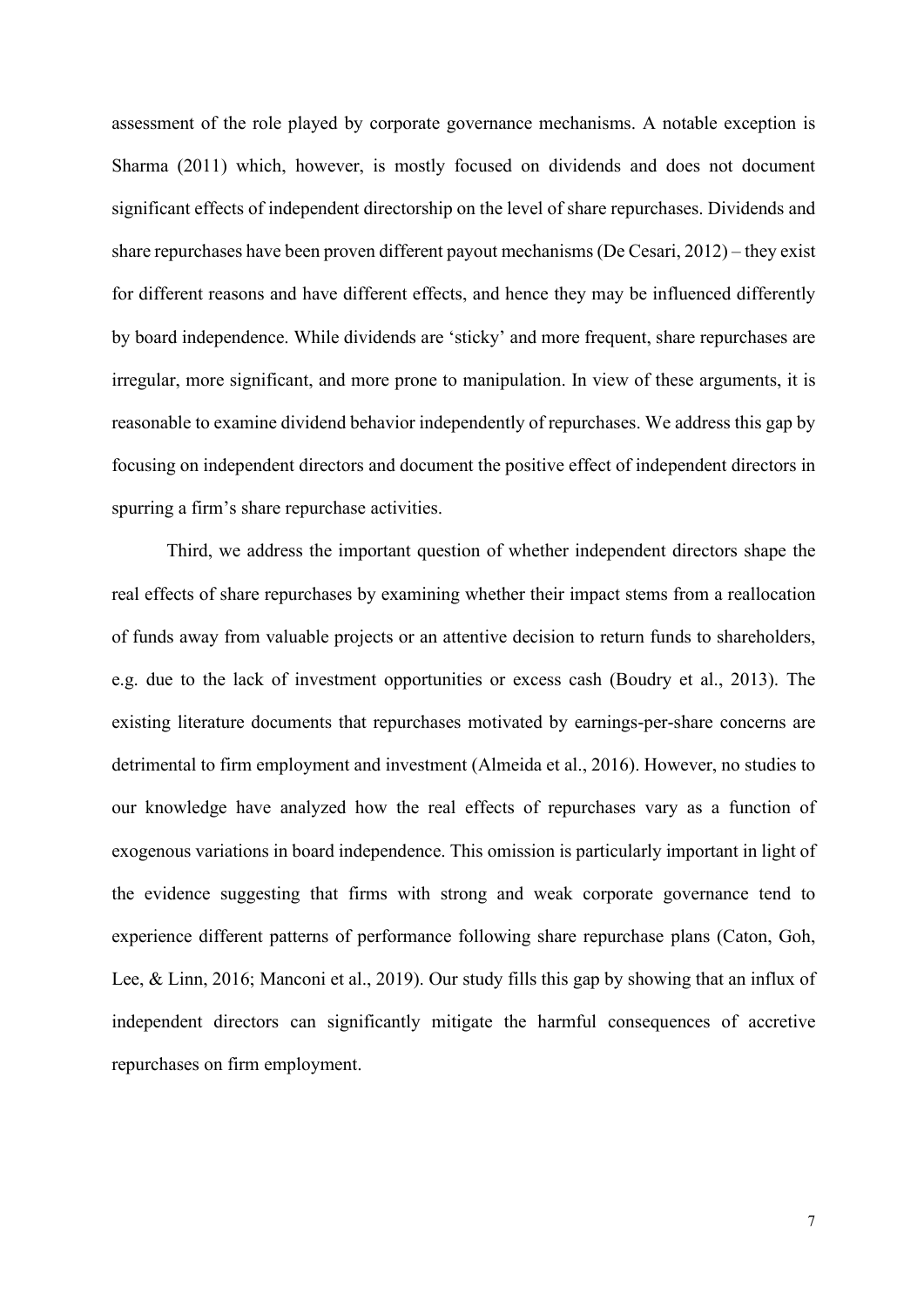assessment of the role played by corporate governance mechanisms. A notable exception is Sharma (2011) which, however, is mostly focused on dividends and does not document significant effects of independent directorship on the level of share repurchases. Dividends and share repurchases have been proven different payout mechanisms (De Cesari, 2012) – they exist for different reasons and have different effects, and hence they may be influenced differently by board independence. While dividends are 'sticky' and more frequent, share repurchases are irregular, more significant, and more prone to manipulation. In view of these arguments, it is reasonable to examine dividend behavior independently of repurchases. We address this gap by focusing on independent directors and document the positive effect of independent directors in spurring a firm's share repurchase activities.

Third, we address the important question of whether independent directors shape the real effects of share repurchases by examining whether their impact stems from a reallocation of funds away from valuable projects or an attentive decision to return funds to shareholders, e.g. due to the lack of investment opportunities or excess cash (Boudry et al., 2013). The existing literature documents that repurchases motivated by earnings-per-share concerns are detrimental to firm employment and investment (Almeida et al., 2016). However, no studies to our knowledge have analyzed how the real effects of repurchases vary as a function of exogenous variations in board independence. This omission is particularly important in light of the evidence suggesting that firms with strong and weak corporate governance tend to experience different patterns of performance following share repurchase plans (Caton, Goh, Lee, & Linn, 2016; Manconi et al., 2019). Our study fills this gap by showing that an influx of independent directors can significantly mitigate the harmful consequences of accretive repurchases on firm employment.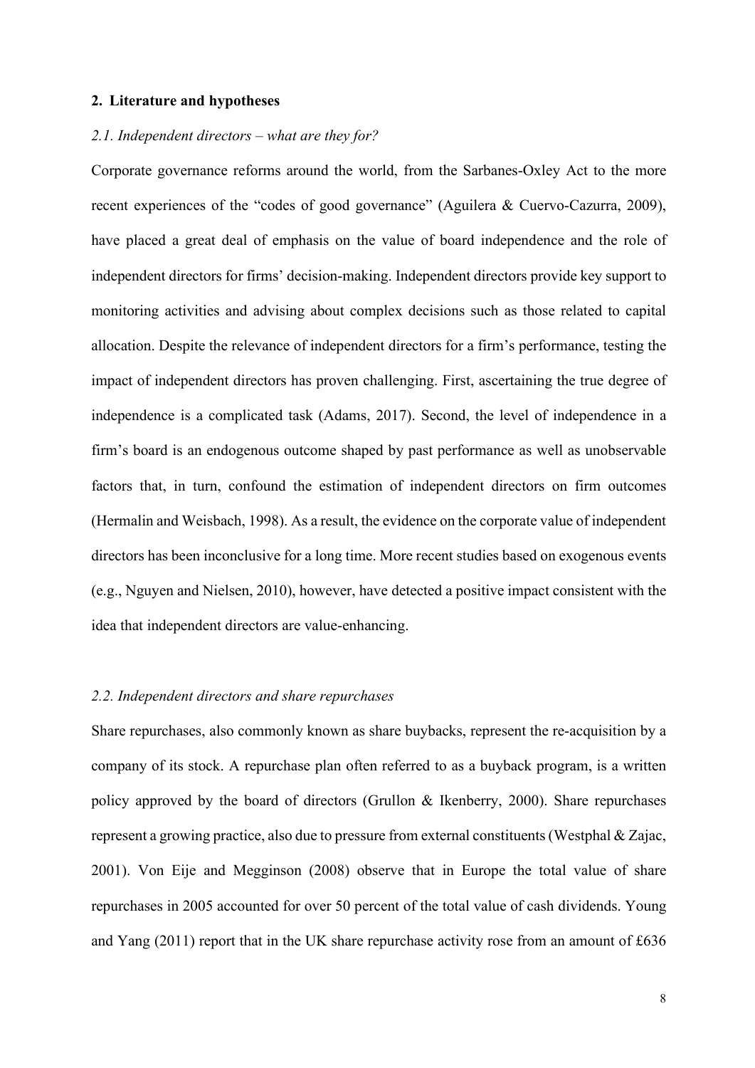## 2. Literature and hypotheses

### *2.1. Independent directors – what are they for?*

Corporate governance reforms around the world, from the Sarbanes-Oxley Act to the more recent experiences of the "codes of good governance" (Aguilera & Cuervo-Cazurra, 2009), have placed a great deal of emphasis on the value of board independence and the role of independent directors for firms' decision-making. Independent directors provide key support to monitoring activities and advising about complex decisions such as those related to capital allocation. Despite the relevance of independent directors for a firm's performance, testing the impact of independent directors has proven challenging. First, ascertaining the true degree of independence is a complicated task (Adams, 2017). Second, the level of independence in a firm's board is an endogenous outcome shaped by past performance as well as unobservable factors that, in turn, confound the estimation of independent directors on firm outcomes (Hermalin and Weisbach, 1998). As a result, the evidence on the corporate value of independent directors has been inconclusive for a long time. More recent studies based on exogenous events (e.g., Nguyen and Nielsen, 2010), however, have detected a positive impact consistent with the idea that independent directors are value-enhancing.

### *2.2. Independent directors and share repurchases*

Share repurchases, also commonly known as share buybacks, represent the re-acquisition by a company of its stock. A repurchase plan often referred to as a buyback program, is a written policy approved by the board of directors (Grullon & Ikenberry, 2000). Share repurchases represent a growing practice, also due to pressure from external constituents (Westphal & Zajac, 2001). Von Eije and Megginson (2008) observe that in Europe the total value of share repurchases in 2005 accounted for over 50 percent of the total value of cash dividends. Young and Yang (2011) report that in the UK share repurchase activity rose from an amount of £636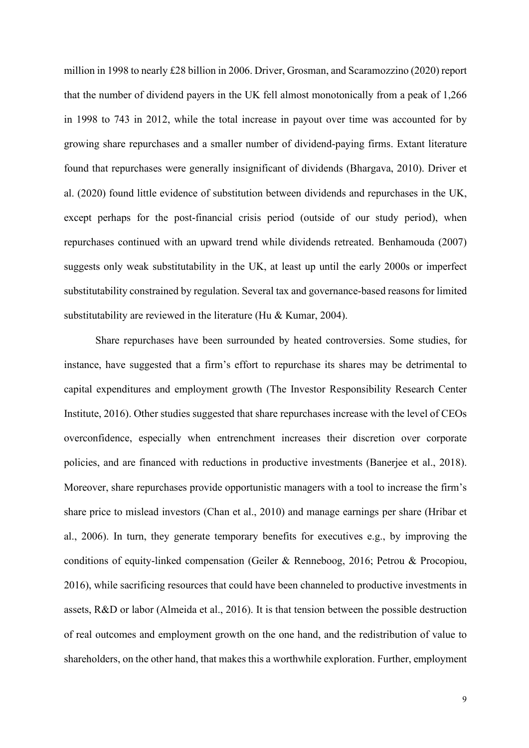million in 1998 to nearly £28 billion in 2006. Driver, Grosman, and Scaramozzino (2020) report that the number of dividend payers in the UK fell almost monotonically from a peak of 1,266 in 1998 to 743 in 2012, while the total increase in payout over time was accounted for by growing share repurchases and a smaller number of dividend-paying firms. Extant literature found that repurchases were generally insignificant of dividends (Bhargava, 2010). Driver et al. (2020) found little evidence of substitution between dividends and repurchases in the UK, except perhaps for the post-financial crisis period (outside of our study period), when repurchases continued with an upward trend while dividends retreated. Benhamouda (2007) suggests only weak substitutability in the UK, at least up until the early 2000s or imperfect substitutability constrained by regulation. Several tax and governance-based reasons for limited substitutability are reviewed in the literature (Hu & Kumar, 2004).

Share repurchases have been surrounded by heated controversies. Some studies, for instance, have suggested that a firm's effort to repurchase its shares may be detrimental to capital expenditures and employment growth (The Investor Responsibility Research Center Institute, 2016). Other studies suggested that share repurchases increase with the level of CEOs overconfidence, especially when entrenchment increases their discretion over corporate policies, and are financed with reductions in productive investments (Banerjee et al., 2018). Moreover, share repurchases provide opportunistic managers with a tool to increase the firm's share price to mislead investors (Chan et al., 2010) and manage earnings per share (Hribar et al., 2006). In turn, they generate temporary benefits for executives e.g., by improving the conditions of equity-linked compensation (Geiler & Renneboog, 2016; Petrou & Procopiou, 2016), while sacrificing resources that could have been channeled to productive investments in assets, R&D or labor (Almeida et al., 2016). It is that tension between the possible destruction of real outcomes and employment growth on the one hand, and the redistribution of value to shareholders, on the other hand, that makes this a worthwhile exploration. Further, employment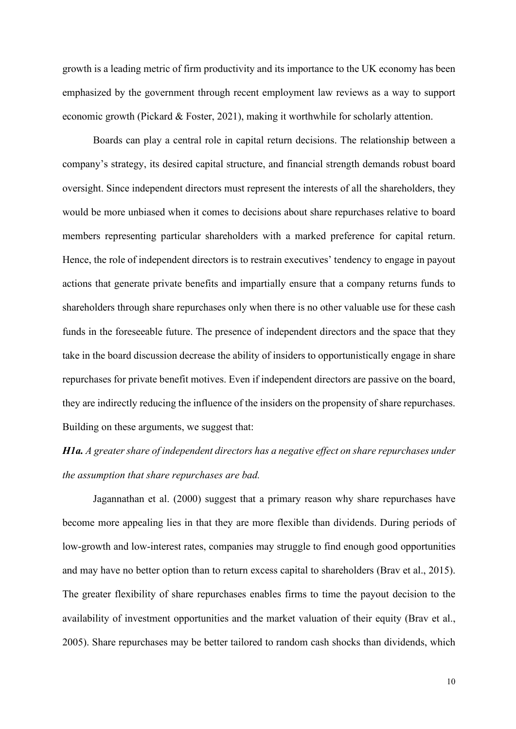growth is a leading metric of firm productivity and its importance to the UK economy has been emphasized by the government through recent employment law reviews as a way to support economic growth (Pickard & Foster, 2021), making it worthwhile for scholarly attention.

Boards can play a central role in capital return decisions. The relationship between a company's strategy, its desired capital structure, and financial strength demands robust board oversight. Since independent directors must represent the interests of all the shareholders, they would be more unbiased when it comes to decisions about share repurchases relative to board members representing particular shareholders with a marked preference for capital return. Hence, the role of independent directors is to restrain executives' tendency to engage in payout actions that generate private benefits and impartially ensure that a company returns funds to shareholders through share repurchases only when there is no other valuable use for these cash funds in the foreseeable future. The presence of independent directors and the space that they take in the board discussion decrease the ability of insiders to opportunistically engage in share repurchases for private benefit motives. Even if independent directors are passive on the board, they are indirectly reducing the influence of the insiders on the propensity of share repurchases. Building on these arguments, we suggest that:

***H1a.*** *A greater share of independent directors has a negative effect on share repurchases under the assumption that share repurchases are bad.*

Jagannathan et al. (2000) suggest that a primary reason why share repurchases have become more appealing lies in that they are more flexible than dividends. During periods of low-growth and low-interest rates, companies may struggle to find enough good opportunities and may have no better option than to return excess capital to shareholders (Brav et al., 2015). The greater flexibility of share repurchases enables firms to time the payout decision to the availability of investment opportunities and the market valuation of their equity (Brav et al., 2005). Share repurchases may be better tailored to random cash shocks than dividends, which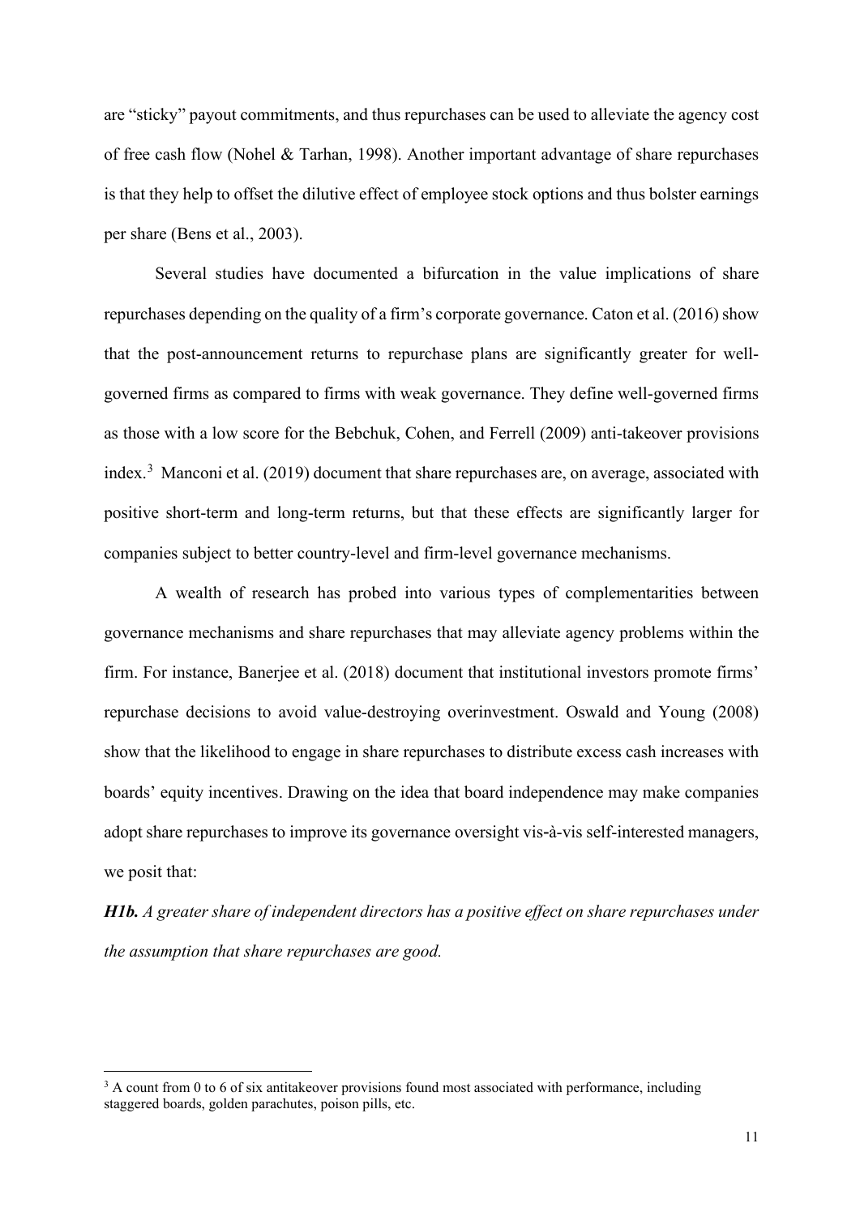are "sticky" payout commitments, and thus repurchases can be used to alleviate the agency cost of free cash flow (Nohel & Tarhan, 1998). Another important advantage of share repurchases is that they help to offset the dilutive effect of employee stock options and thus bolster earnings per share (Bens et al., 2003).

Several studies have documented a bifurcation in the value implications of share repurchases depending on the quality of a firm's corporate governance. Caton et al. (2016) show that the post-announcement returns to repurchase plans are significantly greater for well-governed firms as compared to firms with weak governance. They define well-governed firms as those with a low score for the Bebchuk, Cohen, and Ferrell (2009) anti-takeover provisions index.[3] Manconi et al. (2019) document that share repurchases are, on average, associated with positive short-term and long-term returns, but that these effects are significantly larger for companies subject to better country-level and firm-level governance mechanisms.

A wealth of research has probed into various types of complementarities between governance mechanisms and share repurchases that may alleviate agency problems within the firm. For instance, Banerjee et al. (2018) document that institutional investors promote firms' repurchase decisions to avoid value-destroying overinvestment. Oswald and Young (2008) show that the likelihood to engage in share repurchases to distribute excess cash increases with boards' equity incentives. Drawing on the idea that board independence may make companies adopt share repurchases to improve its governance oversight vis-à-vis self-interested managers, we posit that:

***H1b.*** *A greater share of independent directors has a positive effect on share repurchases under the assumption that share repurchases are good.*

[3] A count from 0 to 6 of six antitakeover provisions found most associated with performance, including staggered boards, golden parachutes, poison pills, etc.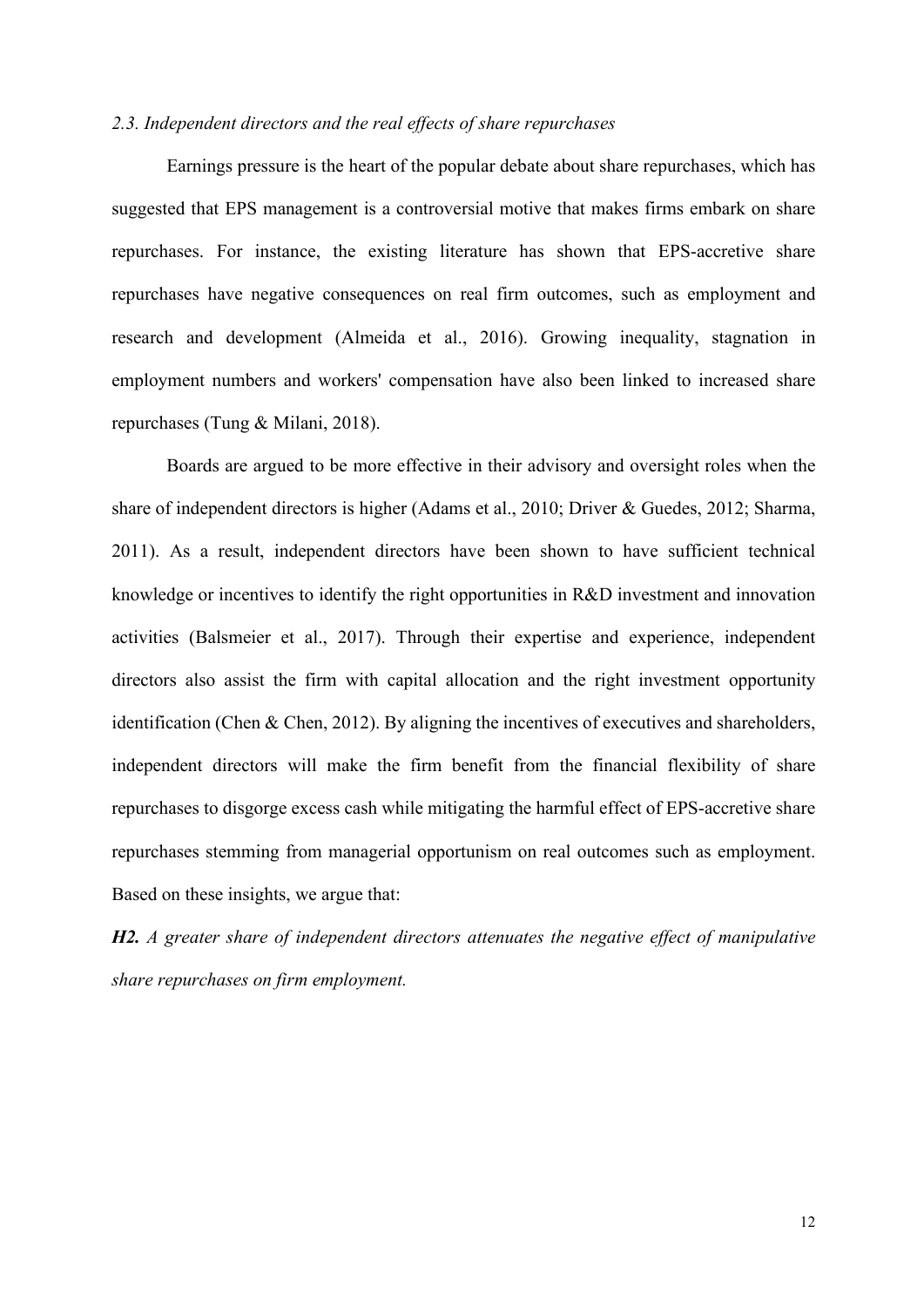### *2.3. Independent directors and the real effects of share repurchases*

Earnings pressure is the heart of the popular debate about share repurchases, which has suggested that EPS management is a controversial motive that makes firms embark on share repurchases. For instance, the existing literature has shown that EPS-accretive share repurchases have negative consequences on real firm outcomes, such as employment and research and development (Almeida et al., 2016). Growing inequality, stagnation in employment numbers and workers' compensation have also been linked to increased share repurchases (Tung & Milani, 2018).

Boards are argued to be more effective in their advisory and oversight roles when the share of independent directors is higher (Adams et al., 2010; Driver & Guedes, 2012; Sharma, 2011). As a result, independent directors have been shown to have sufficient technical knowledge or incentives to identify the right opportunities in R&D investment and innovation activities (Balsmeier et al., 2017). Through their expertise and experience, independent directors also assist the firm with capital allocation and the right investment opportunity identification (Chen & Chen, 2012). By aligning the incentives of executives and shareholders, independent directors will make the firm benefit from the financial flexibility of share repurchases to disgorge excess cash while mitigating the harmful effect of EPS-accretive share repurchases stemming from managerial opportunism on real outcomes such as employment. Based on these insights, we argue that:

***H2.*** *A greater share of independent directors attenuates the negative effect of manipulative share repurchases on firm employment.*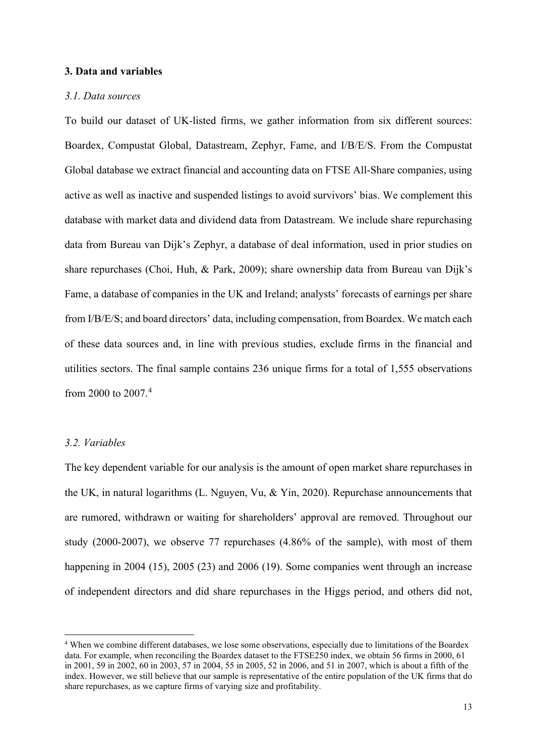### 3. Data and variables

#### *3.1. Data sources*

To build our dataset of UK-listed firms, we gather information from six different sources: Boardex, Compustat Global, Datastream, Zephyr, Fame, and I/B/E/S. From the Compustat Global database we extract financial and accounting data on FTSE All-Share companies, using active as well as inactive and suspended listings to avoid survivors' bias. We complement this database with market data and dividend data from Datastream. We include share repurchasing data from Bureau van Dijk's Zephyr, a database of deal information, used in prior studies on share repurchases (Choi, Huh, & Park, 2009); share ownership data from Bureau van Dijk's Fame, a database of companies in the UK and Ireland; analysts' forecasts of earnings per share from I/B/E/S; and board directors' data, including compensation, from Boardex. We match each of these data sources and, in line with previous studies, exclude firms in the financial and utilities sectors. The final sample contains 236 unique firms for a total of 1,555 observations from 2000 to 2007.[4]

#### *3.2. Variables*

The key dependent variable for our analysis is the amount of open market share repurchases in the UK, in natural logarithms (L. Nguyen, Vu, & Yin, 2020). Repurchase announcements that are rumored, withdrawn or waiting for shareholders' approval are removed. Throughout our study (2000-2007), we observe 77 repurchases (4.86% of the sample), with most of them happening in 2004 (15), 2005 (23) and 2006 (19). Some companies went through an increase of independent directors and did share repurchases in the Higgs period, and others did not,

[4] When we combine different databases, we lose some observations, especially due to limitations of the Boardex data. For example, when reconciling the Boardex dataset to the FTSE250 index, we obtain 56 firms in 2000, 61 in 2001, 59 in 2002, 60 in 2003, 57 in 2004, 55 in 2005, 52 in 2006, and 51 in 2007, which is about a fifth of the index. However, we still believe that our sample is representative of the entire population of the UK firms that do share repurchases, as we capture firms of varying size and profitability.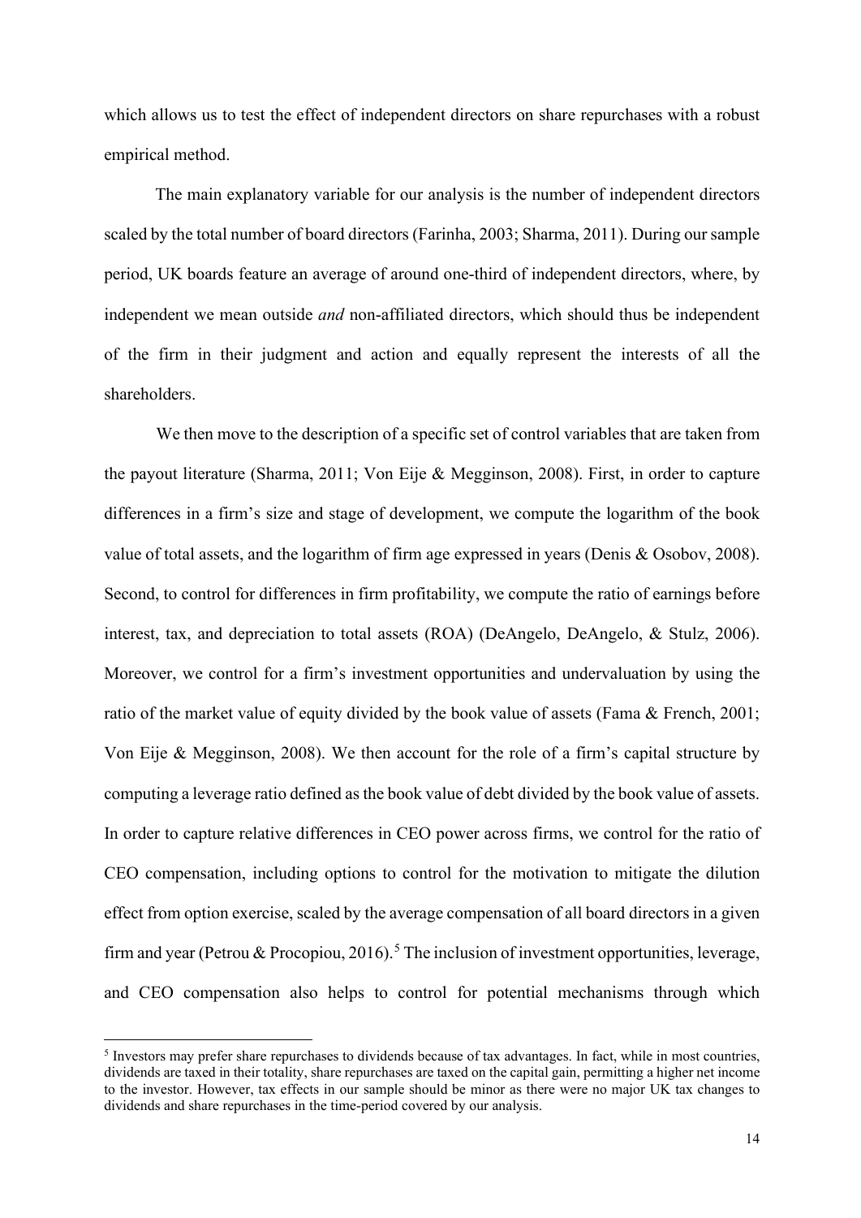which allows us to test the effect of independent directors on share repurchases with a robust empirical method.

The main explanatory variable for our analysis is the number of independent directors scaled by the total number of board directors (Farinha, 2003; Sharma, 2011). During our sample period, UK boards feature an average of around one-third of independent directors, where, by independent we mean outside *and* non-affiliated directors, which should thus be independent of the firm in their judgment and action and equally represent the interests of all the shareholders.

We then move to the description of a specific set of control variables that are taken from the payout literature (Sharma, 2011; Von Eije & Megginson, 2008). First, in order to capture differences in a firm's size and stage of development, we compute the logarithm of the book value of total assets, and the logarithm of firm age expressed in years (Denis & Osobov, 2008). Second, to control for differences in firm profitability, we compute the ratio of earnings before interest, tax, and depreciation to total assets (ROA) (DeAngelo, DeAngelo, & Stulz, 2006). Moreover, we control for a firm's investment opportunities and undervaluation by using the ratio of the market value of equity divided by the book value of assets (Fama & French, 2001; Von Eije & Megginson, 2008). We then account for the role of a firm's capital structure by computing a leverage ratio defined as the book value of debt divided by the book value of assets. In order to capture relative differences in CEO power across firms, we control for the ratio of CEO compensation, including options to control for the motivation to mitigate the dilution effect from option exercise, scaled by the average compensation of all board directors in a given firm and year (Petrou & Procopiou, 2016).[5] The inclusion of investment opportunities, leverage, and CEO compensation also helps to control for potential mechanisms through which

[5] Investors may prefer share repurchases to dividends because of tax advantages. In fact, while in most countries, dividends are taxed in their totality, share repurchases are taxed on the capital gain, permitting a higher net income to the investor. However, tax effects in our sample should be minor as there were no major UK tax changes to dividends and share repurchases in the time-period covered by our analysis.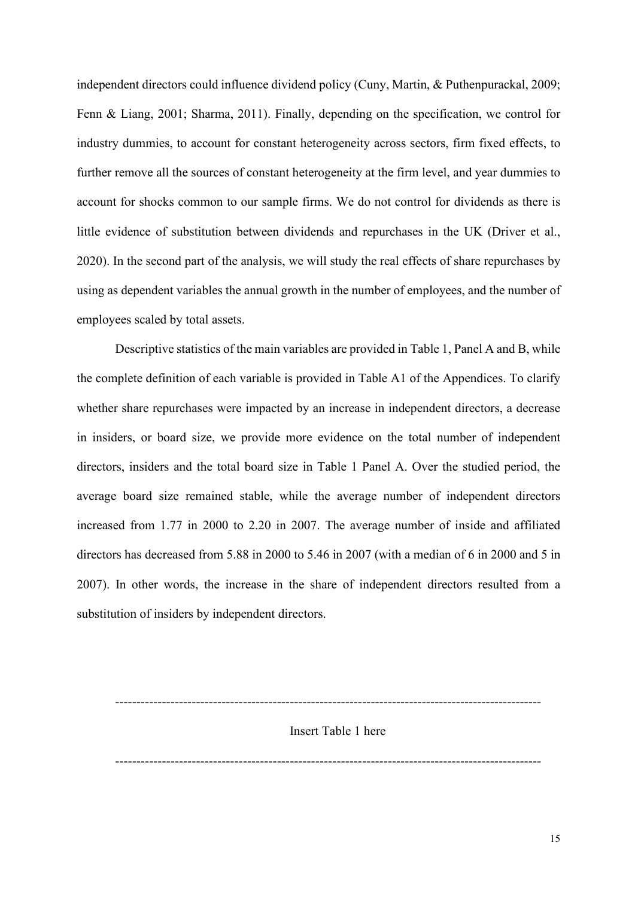independent directors could influence dividend policy (Cuny, Martin, & Puthenpurackal, 2009; Fenn & Liang, 2001; Sharma, 2011). Finally, depending on the specification, we control for industry dummies, to account for constant heterogeneity across sectors, firm fixed effects, to further remove all the sources of constant heterogeneity at the firm level, and year dummies to account for shocks common to our sample firms. We do not control for dividends as there is little evidence of substitution between dividends and repurchases in the UK (Driver et al., 2020). In the second part of the analysis, we will study the real effects of share repurchases by using as dependent variables the annual growth in the number of employees, and the number of employees scaled by total assets.

Descriptive statistics of the main variables are provided in Table 1, Panel A and B, while the complete definition of each variable is provided in Table A1 of the Appendices. To clarify whether share repurchases were impacted by an increase in independent directors, a decrease in insiders, or board size, we provide more evidence on the total number of independent directors, insiders and the total board size in Table 1 Panel A. Over the studied period, the average board size remained stable, while the average number of independent directors increased from 1.77 in 2000 to 2.20 in 2007. The average number of inside and affiliated directors has decreased from 5.88 in 2000 to 5.46 in 2007 (with a median of 6 in 2000 and 5 in 2007). In other words, the increase in the share of independent directors resulted from a substitution of insiders by independent directors.

---

Insert Table 1 here

---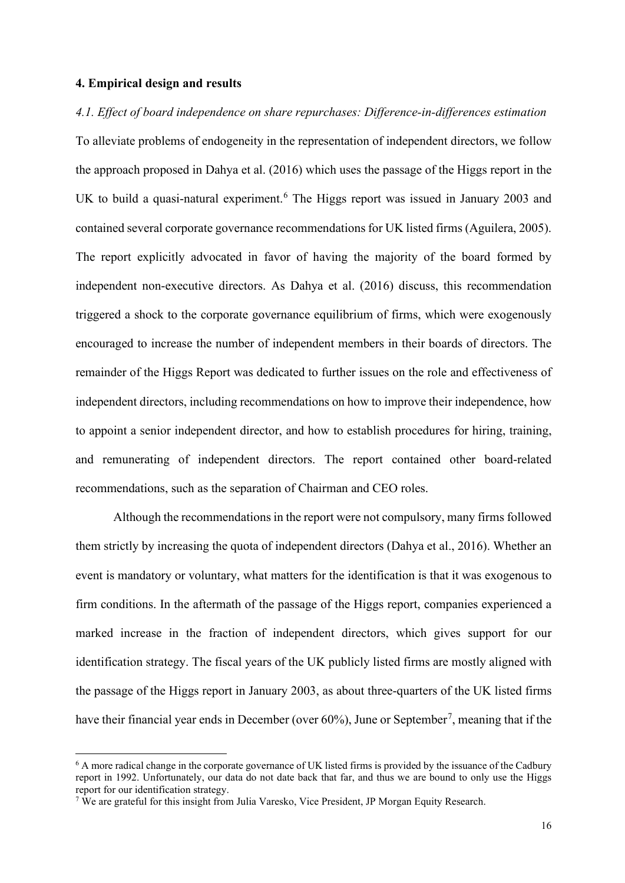## 4. Empirical design and results

### *4.1. Effect of board independence on share repurchases: Difference-in-differences estimation*

To alleviate problems of endogeneity in the representation of independent directors, we follow the approach proposed in Dahya et al. (2016) which uses the passage of the Higgs report in the UK to build a quasi-natural experiment.[6] The Higgs report was issued in January 2003 and contained several corporate governance recommendations for UK listed firms (Aguilera, 2005). The report explicitly advocated in favor of having the majority of the board formed by independent non-executive directors. As Dahya et al. (2016) discuss, this recommendation triggered a shock to the corporate governance equilibrium of firms, which were exogenously encouraged to increase the number of independent members in their boards of directors. The remainder of the Higgs Report was dedicated to further issues on the role and effectiveness of independent directors, including recommendations on how to improve their independence, how to appoint a senior independent director, and how to establish procedures for hiring, training, and remunerating of independent directors. The report contained other board-related recommendations, such as the separation of Chairman and CEO roles.

Although the recommendations in the report were not compulsory, many firms followed them strictly by increasing the quota of independent directors (Dahya et al., 2016). Whether an event is mandatory or voluntary, what matters for the identification is that it was exogenous to firm conditions. In the aftermath of the passage of the Higgs report, companies experienced a marked increase in the fraction of independent directors, which gives support for our identification strategy. The fiscal years of the UK publicly listed firms are mostly aligned with the passage of the Higgs report in January 2003, as about three-quarters of the UK listed firms have their financial year ends in December (over 60%), June or September[7], meaning that if the

[6] A more radical change in the corporate governance of UK listed firms is provided by the issuance of the Cadbury report in 1992. Unfortunately, our data do not date back that far, and thus we are bound to only use the Higgs report for our identification strategy.

[7] We are grateful for this insight from Julia Varesko, Vice President, JP Morgan Equity Research.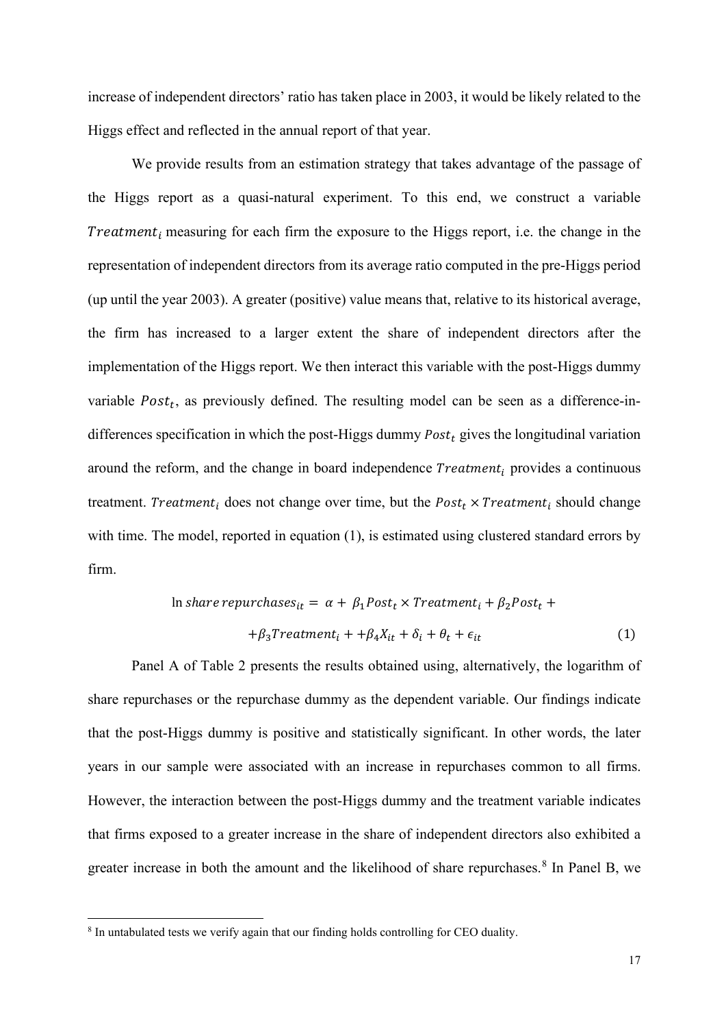increase of independent directors' ratio has taken place in 2003, it would be likely related to the Higgs effect and reflected in the annual report of that year.

We provide results from an estimation strategy that takes advantage of the passage of the Higgs report as a quasi-natural experiment. To this end, we construct a variable $Treatment_i$ measuring for each firm the exposure to the Higgs report, i.e. the change in the representation of independent directors from its average ratio computed in the pre-Higgs period (up until the year 2003). A greater (positive) value means that, relative to its historical average, the firm has increased to a larger extent the share of independent directors after the implementation of the Higgs report. We then interact this variable with the post-Higgs dummy variable $Post_t$, as previously defined. The resulting model can be seen as a difference-in-differences specification in which the post-Higgs dummy $Post_t$ gives the longitudinal variation around the reform, and the change in board independence $Treatment_i$ provides a continuous treatment. $Treatment_i$ does not change over time, but the $Post_t \times Treatment_i$ should change with time. The model, reported in equation (1), is estimated using clustered standard errors by firm.

$$\ln share\ repurchases_{it} = \alpha + \beta_1 Post_t \times Treatment_i + \beta_2 Post_t + \\ + \beta_3 Treatment_i + + \beta_4 X_{it} + \delta_i + \theta_t + \epsilon_{it} \quad (1)$$

Panel A of Table 2 presents the results obtained using, alternatively, the logarithm of share repurchases or the repurchase dummy as the dependent variable. Our findings indicate that the post-Higgs dummy is positive and statistically significant. In other words, the later years in our sample were associated with an increase in repurchases common to all firms. However, the interaction between the post-Higgs dummy and the treatment variable indicates that firms exposed to a greater increase in the share of independent directors also exhibited a greater increase in both the amount and the likelihood of share repurchases.[8] In Panel B, we

[8] In untabulated tests we verify again that our finding holds controlling for CEO duality.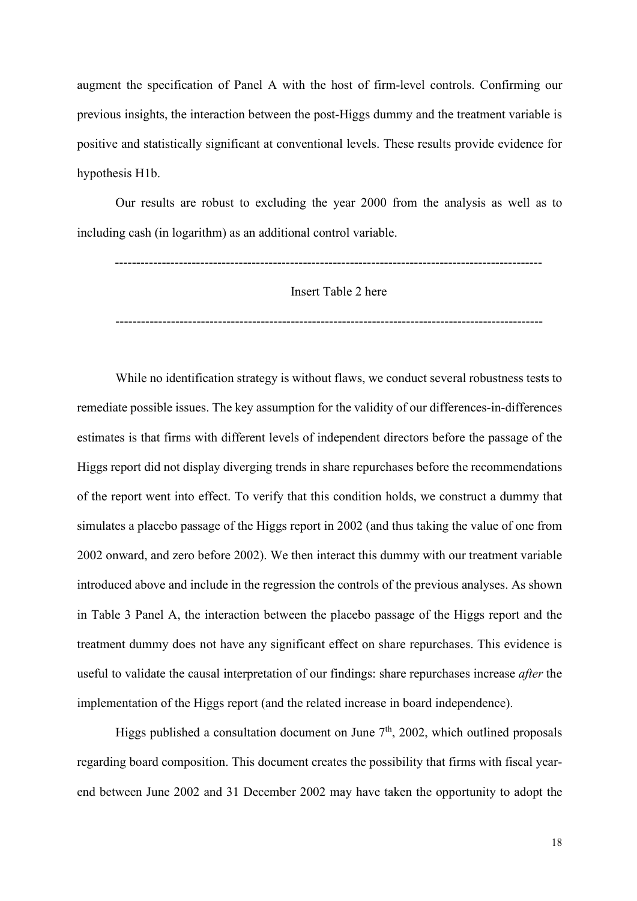augment the specification of Panel A with the host of firm-level controls. Confirming our previous insights, the interaction between the post-Higgs dummy and the treatment variable is positive and statistically significant at conventional levels. These results provide evidence for hypothesis H1b.

Our results are robust to excluding the year 2000 from the analysis as well as to including cash (in logarithm) as an additional control variable.

---------------------------------------------------------------------------------------------------

Insert Table 2 here

---------------------------------------------------------------------------------------------------

While no identification strategy is without flaws, we conduct several robustness tests to remediate possible issues. The key assumption for the validity of our differences-in-differences estimates is that firms with different levels of independent directors before the passage of the Higgs report did not display diverging trends in share repurchases before the recommendations of the report went into effect. To verify that this condition holds, we construct a dummy that simulates a placebo passage of the Higgs report in 2002 (and thus taking the value of one from 2002 onward, and zero before 2002). We then interact this dummy with our treatment variable introduced above and include in the regression the controls of the previous analyses. As shown in Table 3 Panel A, the interaction between the placebo passage of the Higgs report and the treatment dummy does not have any significant effect on share repurchases. This evidence is useful to validate the causal interpretation of our findings: share repurchases increase *after* the implementation of the Higgs report (and the related increase in board independence).

Higgs published a consultation document on June 7th, 2002, which outlined proposals regarding board composition. This document creates the possibility that firms with fiscal year-end between June 2002 and 31 December 2002 may have taken the opportunity to adopt the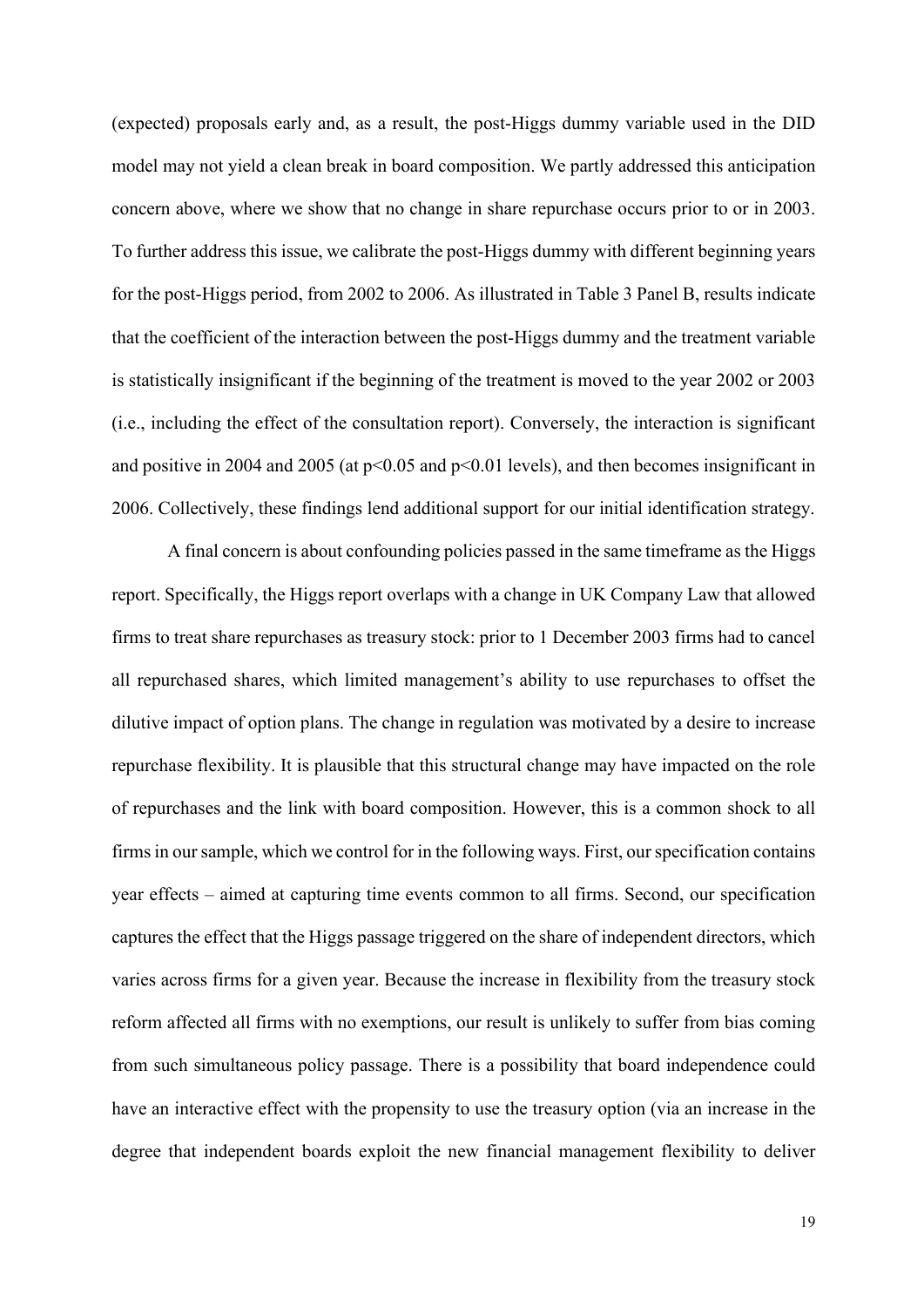(expected) proposals early and, as a result, the post-Higgs dummy variable used in the DID model may not yield a clean break in board composition. We partly addressed this anticipation concern above, where we show that no change in share repurchase occurs prior to or in 2003. To further address this issue, we calibrate the post-Higgs dummy with different beginning years for the post-Higgs period, from 2002 to 2006. As illustrated in Table 3 Panel B, results indicate that the coefficient of the interaction between the post-Higgs dummy and the treatment variable is statistically insignificant if the beginning of the treatment is moved to the year 2002 or 2003 (i.e., including the effect of the consultation report). Conversely, the interaction is significant and positive in 2004 and 2005 (at $p<0.05$ and $p<0.01$ levels), and then becomes insignificant in 2006. Collectively, these findings lend additional support for our initial identification strategy.

A final concern is about confounding policies passed in the same timeframe as the Higgs report. Specifically, the Higgs report overlaps with a change in UK Company Law that allowed firms to treat share repurchases as treasury stock: prior to 1 December 2003 firms had to cancel all repurchased shares, which limited management's ability to use repurchases to offset the dilutive impact of option plans. The change in regulation was motivated by a desire to increase repurchase flexibility. It is plausible that this structural change may have impacted on the role of repurchases and the link with board composition. However, this is a common shock to all firms in our sample, which we control for in the following ways. First, our specification contains year effects – aimed at capturing time events common to all firms. Second, our specification captures the effect that the Higgs passage triggered on the share of independent directors, which varies across firms for a given year. Because the increase in flexibility from the treasury stock reform affected all firms with no exemptions, our result is unlikely to suffer from bias coming from such simultaneous policy passage. There is a possibility that board independence could have an interactive effect with the propensity to use the treasury option (via an increase in the degree that independent boards exploit the new financial management flexibility to deliver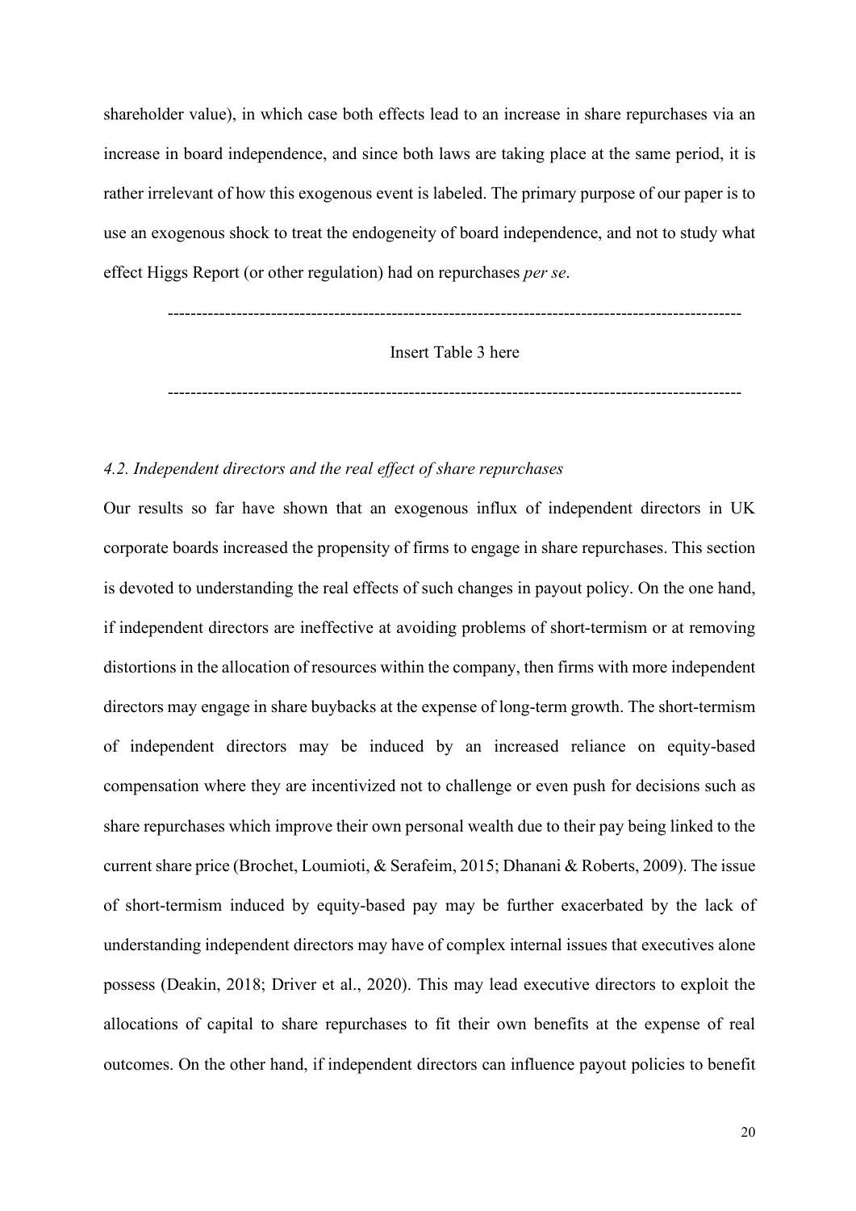shareholder value), in which case both effects lead to an increase in share repurchases via an increase in board independence, and since both laws are taking place at the same period, it is rather irrelevant of how this exogenous event is labeled. The primary purpose of our paper is to use an exogenous shock to treat the endogeneity of board independence, and not to study what effect Higgs Report (or other regulation) had on repurchases *per se*.

---------------------------------------------------------------------------------------------------

Insert Table 3 here

---------------------------------------------------------------------------------------------------

### *4.2. Independent directors and the real effect of share repurchases*

Our results so far have shown that an exogenous influx of independent directors in UK corporate boards increased the propensity of firms to engage in share repurchases. This section is devoted to understanding the real effects of such changes in payout policy. On the one hand, if independent directors are ineffective at avoiding problems of short-termism or at removing distortions in the allocation of resources within the company, then firms with more independent directors may engage in share buybacks at the expense of long-term growth. The short-termism of independent directors may be induced by an increased reliance on equity-based compensation where they are incentivized not to challenge or even push for decisions such as share repurchases which improve their own personal wealth due to their pay being linked to the current share price (Brochet, Loumioti, & Serafeim, 2015; Dhanani & Roberts, 2009). The issue of short-termism induced by equity-based pay may be further exacerbated by the lack of understanding independent directors may have of complex internal issues that executives alone possess (Deakin, 2018; Driver et al., 2020). This may lead executive directors to exploit the allocations of capital to share repurchases to fit their own benefits at the expense of real outcomes. On the other hand, if independent directors can influence payout policies to benefit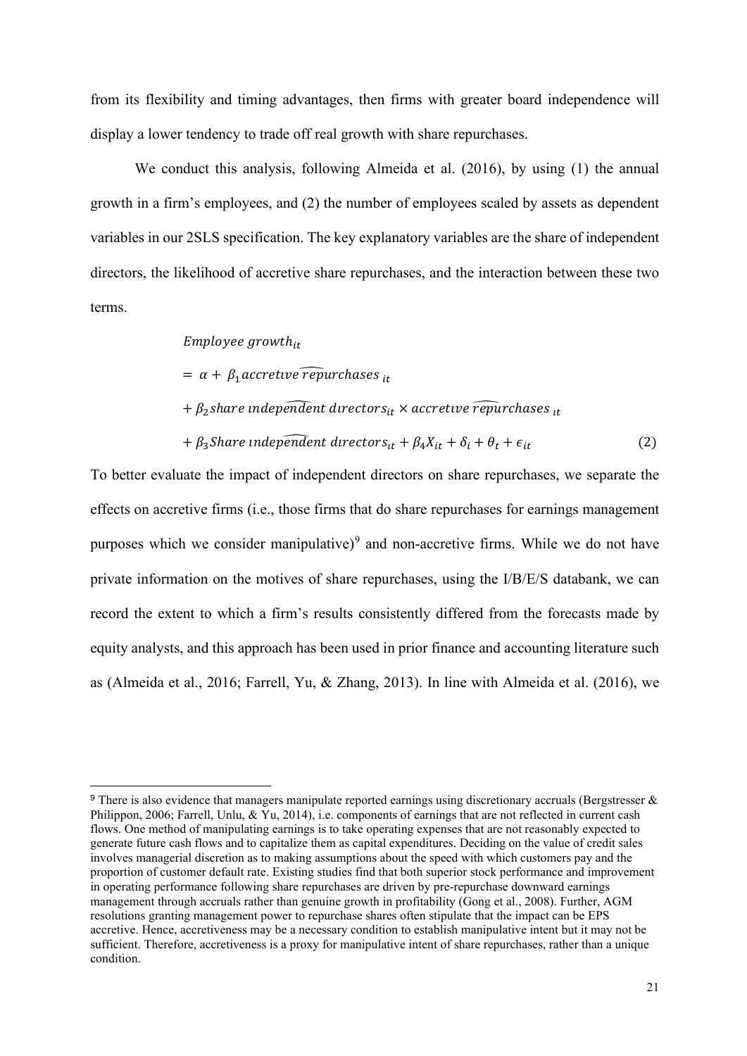from its flexibility and timing advantages, then firms with greater board independence will display a lower tendency to trade off real growth with share repurchases.

We conduct this analysis, following Almeida et al. (2016), by using (1) the annual growth in a firm's employees, and (2) the number of employees scaled by assets as dependent variables in our 2SLS specification. The key explanatory variables are the share of independent directors, the likelihood of accretive share repurchases, and the interaction between these two terms.

$$
\begin{aligned}
&Employee\ growth_{it} \\
&= \alpha + \beta_1 \widehat{accretive\ repurchases}_{it} \\
&+ \beta_2 \widehat{share\ independent\ directors}_{it} \times \widehat{accretive\ repurchases}_{it} \\
&+ \beta_3 \widehat{Share\ independent\ directors}_{it} + \beta_4 X_{it} + \delta_i + \theta_t + \epsilon_{it} \qquad (2)
\end{aligned}
$$

To better evaluate the impact of independent directors on share repurchases, we separate the effects on accretive firms (i.e., those firms that do share repurchases for earnings management purposes which we consider manipulative)[9] and non-accretive firms. While we do not have private information on the motives of share repurchases, using the I/B/E/S databank, we can record the extent to which a firm's results consistently differed from the forecasts made by equity analysts, and this approach has been used in prior finance and accounting literature such as (Almeida et al., 2016; Farrell, Yu, & Zhang, 2013). In line with Almeida et al. (2016), we

[9] There is also evidence that managers manipulate reported earnings using discretionary accruals (Bergstresser & Philippon, 2006; Farrell, Unlu, & Yu, 2014), i.e. components of earnings that are not reflected in current cash flows. One method of manipulating earnings is to take operating expenses that are not reasonably expected to generate future cash flows and to capitalize them as capital expenditures. Deciding on the value of credit sales involves managerial discretion as to making assumptions about the speed with which customers pay and the proportion of customer default rate. Existing studies find that both superior stock performance and improvement in operating performance following share repurchases are driven by pre-repurchase downward earnings management through accruals rather than genuine growth in profitability (Gong et al., 2008). Further, AGM resolutions granting management power to repurchase shares often stipulate that the impact can be EPS accretive. Hence, accretiveness may be a necessary condition to establish manipulative intent but it may not be sufficient. Therefore, accretiveness is a proxy for manipulative intent of share repurchases, rather than a unique condition.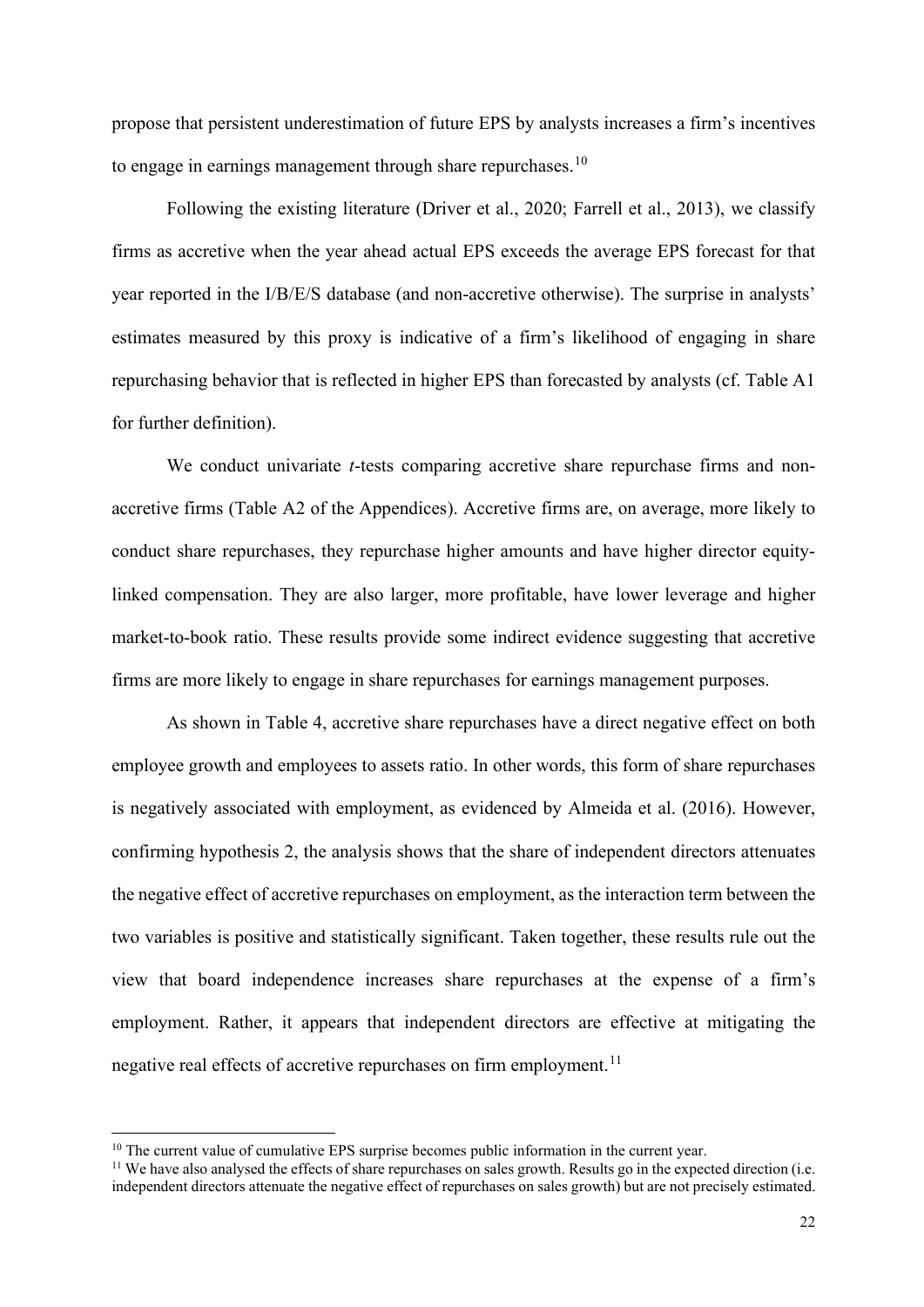propose that persistent underestimation of future EPS by analysts increases a firm's incentives to engage in earnings management through share repurchases.[10]

Following the existing literature (Driver et al., 2020; Farrell et al., 2013), we classify firms as accretive when the year ahead actual EPS exceeds the average EPS forecast for that year reported in the I/B/E/S database (and non-accretive otherwise). The surprise in analysts' estimates measured by this proxy is indicative of a firm's likelihood of engaging in share repurchasing behavior that is reflected in higher EPS than forecasted by analysts (cf. Table A1 for further definition).

We conduct univariate *t*-tests comparing accretive share repurchase firms and non-accretive firms (Table A2 of the Appendices). Accretive firms are, on average, more likely to conduct share repurchases, they repurchase higher amounts and have higher director equity-linked compensation. They are also larger, more profitable, have lower leverage and higher market-to-book ratio. These results provide some indirect evidence suggesting that accretive firms are more likely to engage in share repurchases for earnings management purposes.

As shown in Table 4, accretive share repurchases have a direct negative effect on both employee growth and employees to assets ratio. In other words, this form of share repurchases is negatively associated with employment, as evidenced by Almeida et al. (2016). However, confirming hypothesis 2, the analysis shows that the share of independent directors attenuates the negative effect of accretive repurchases on employment, as the interaction term between the two variables is positive and statistically significant. Taken together, these results rule out the view that board independence increases share repurchases at the expense of a firm's employment. Rather, it appears that independent directors are effective at mitigating the negative real effects of accretive repurchases on firm employment.[11]

[10] The current value of cumulative EPS surprise becomes public information in the current year.

[11] We have also analysed the effects of share repurchases on sales growth. Results go in the expected direction (i.e. independent directors attenuate the negative effect of repurchases on sales growth) but are not precisely estimated.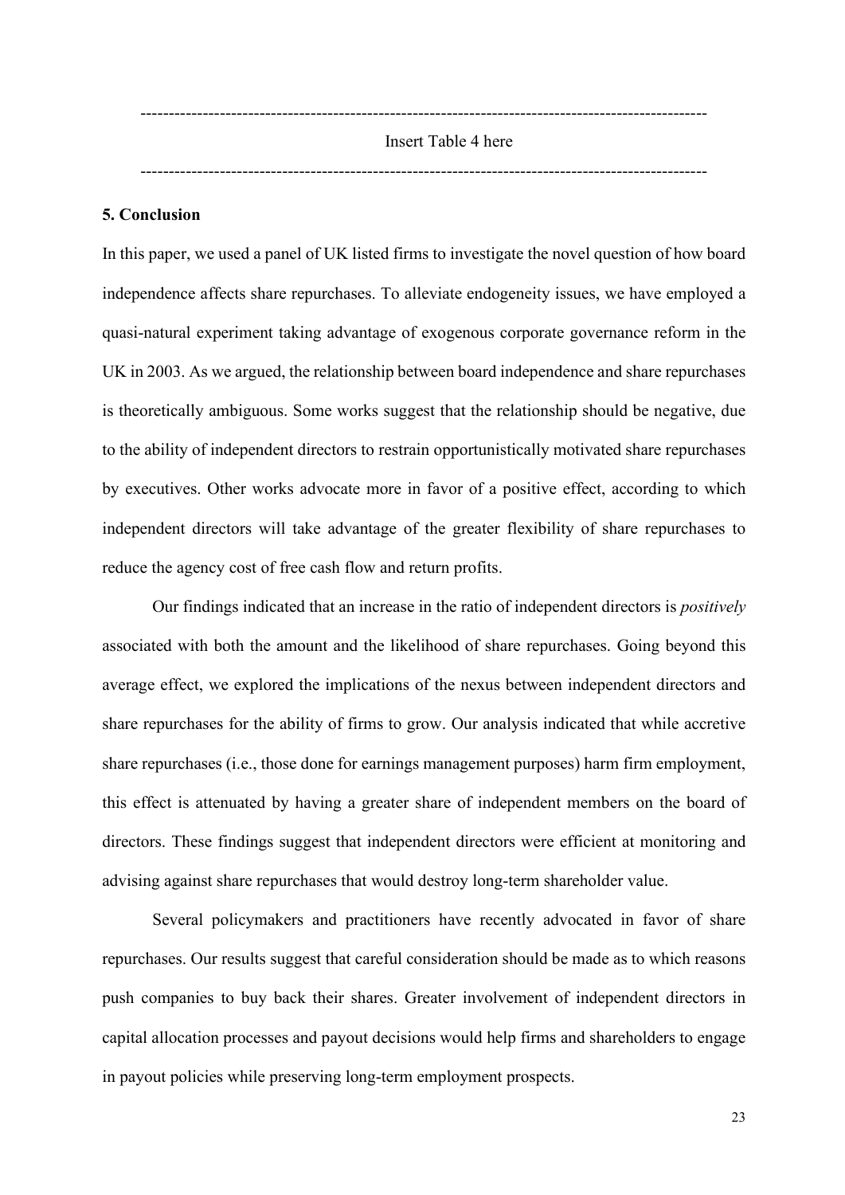---

Insert Table 4 here

---

## 5. Conclusion

In this paper, we used a panel of UK listed firms to investigate the novel question of how board independence affects share repurchases. To alleviate endogeneity issues, we have employed a quasi-natural experiment taking advantage of exogenous corporate governance reform in the UK in 2003. As we argued, the relationship between board independence and share repurchases is theoretically ambiguous. Some works suggest that the relationship should be negative, due to the ability of independent directors to restrain opportunistically motivated share repurchases by executives. Other works advocate more in favor of a positive effect, according to which independent directors will take advantage of the greater flexibility of share repurchases to reduce the agency cost of free cash flow and return profits.

Our findings indicated that an increase in the ratio of independent directors is *positively* associated with both the amount and the likelihood of share repurchases. Going beyond this average effect, we explored the implications of the nexus between independent directors and share repurchases for the ability of firms to grow. Our analysis indicated that while accretive share repurchases (i.e., those done for earnings management purposes) harm firm employment, this effect is attenuated by having a greater share of independent members on the board of directors. These findings suggest that independent directors were efficient at monitoring and advising against share repurchases that would destroy long-term shareholder value.

Several policymakers and practitioners have recently advocated in favor of share repurchases. Our results suggest that careful consideration should be made as to which reasons push companies to buy back their shares. Greater involvement of independent directors in capital allocation processes and payout decisions would help firms and shareholders to engage in payout policies while preserving long-term employment prospects.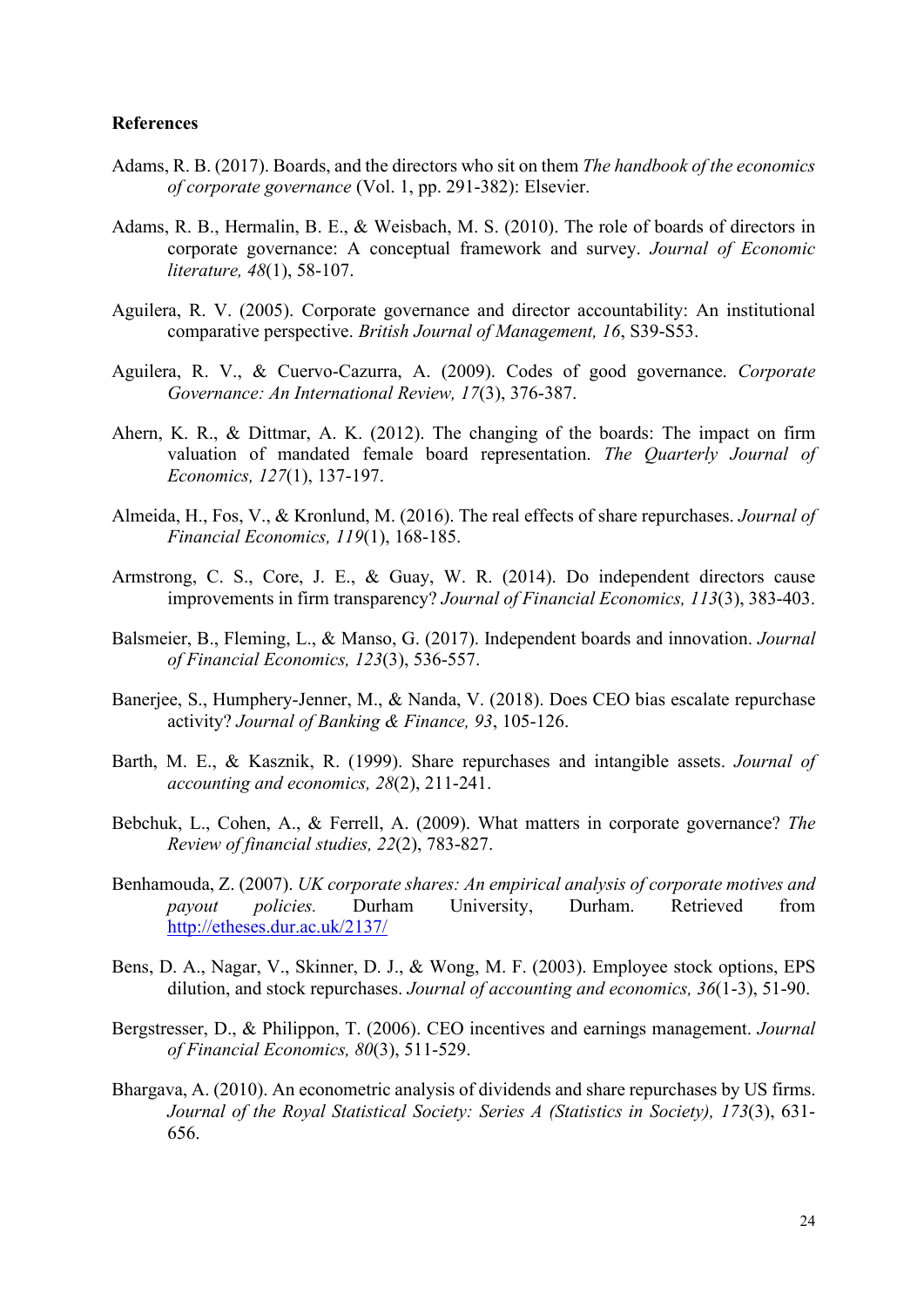**References**

Adams, R. B. (2017). Boards, and the directors who sit on them *The handbook of the economics of corporate governance* (Vol. 1, pp. 291-382): Elsevier.

Adams, R. B., Hermalin, B. E., & Weisbach, M. S. (2010). The role of boards of directors in corporate governance: A conceptual framework and survey. *Journal of Economic literature, 48*(1), 58-107.

Aguilera, R. V. (2005). Corporate governance and director accountability: An institutional comparative perspective. *British Journal of Management, 16*, S39-S53.

Aguilera, R. V., & Cuervo-Cazurra, A. (2009). Codes of good governance. *Corporate Governance: An International Review, 17*(3), 376-387.

Ahern, K. R., & Dittmar, A. K. (2012). The changing of the boards: The impact on firm valuation of mandated female board representation. *The Quarterly Journal of Economics, 127*(1), 137-197.

Almeida, H., Fos, V., & Kronlund, M. (2016). The real effects of share repurchases. *Journal of Financial Economics, 119*(1), 168-185.

Armstrong, C. S., Core, J. E., & Guay, W. R. (2014). Do independent directors cause improvements in firm transparency? *Journal of Financial Economics, 113*(3), 383-403.

Balsmeier, B., Fleming, L., & Manso, G. (2017). Independent boards and innovation. *Journal of Financial Economics, 123*(3), 536-557.

Banerjee, S., Humphery-Jenner, M., & Nanda, V. (2018). Does CEO bias escalate repurchase activity? *Journal of Banking & Finance, 93*, 105-126.

Barth, M. E., & Kasznik, R. (1999). Share repurchases and intangible assets. *Journal of accounting and economics, 28*(2), 211-241.

Bebchuk, L., Cohen, A., & Ferrell, A. (2009). What matters in corporate governance? *The Review of financial studies, 22*(2), 783-827.

Benhamouda, Z. (2007). *UK corporate shares: An empirical analysis of corporate motives and payout policies.* Durham University, Durham. Retrieved from http://etheses.dur.ac.uk/2137/

Bens, D. A., Nagar, V., Skinner, D. J., & Wong, M. F. (2003). Employee stock options, EPS dilution, and stock repurchases. *Journal of accounting and economics, 36*(1-3), 51-90.

Bergstresser, D., & Philippon, T. (2006). CEO incentives and earnings management. *Journal of Financial Economics, 80*(3), 511-529.

Bhargava, A. (2010). An econometric analysis of dividends and share repurchases by US firms. *Journal of the Royal Statistical Society: Series A (Statistics in Society), 173*(3), 631-656.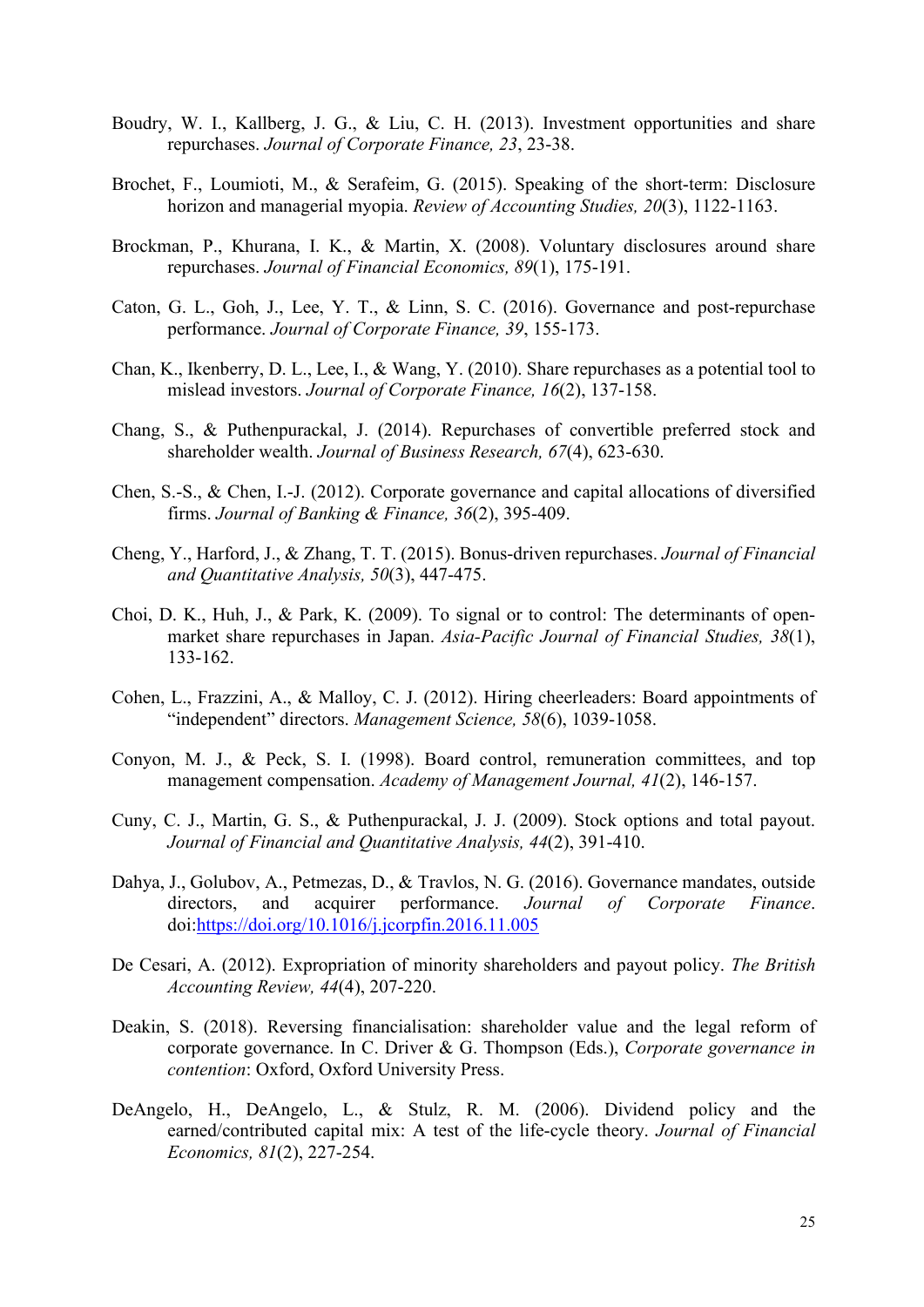Boudry, W. I., Kallberg, J. G., & Liu, C. H. (2013). Investment opportunities and share repurchases. *Journal of Corporate Finance, 23*, 23-38.

Brochet, F., Loumioti, M., & Serafeim, G. (2015). Speaking of the short-term: Disclosure horizon and managerial myopia. *Review of Accounting Studies, 20*(3), 1122-1163.

Brockman, P., Khurana, I. K., & Martin, X. (2008). Voluntary disclosures around share repurchases. *Journal of Financial Economics, 89*(1), 175-191.

Caton, G. L., Goh, J., Lee, Y. T., & Linn, S. C. (2016). Governance and post-repurchase performance. *Journal of Corporate Finance, 39*, 155-173.

Chan, K., Ikenberry, D. L., Lee, I., & Wang, Y. (2010). Share repurchases as a potential tool to mislead investors. *Journal of Corporate Finance, 16*(2), 137-158.

Chang, S., & Puthenpurackal, J. (2014). Repurchases of convertible preferred stock and shareholder wealth. *Journal of Business Research, 67*(4), 623-630.

Chen, S.-S., & Chen, I.-J. (2012). Corporate governance and capital allocations of diversified firms. *Journal of Banking & Finance, 36*(2), 395-409.

Cheng, Y., Harford, J., & Zhang, T. T. (2015). Bonus-driven repurchases. *Journal of Financial and Quantitative Analysis, 50*(3), 447-475.

Choi, D. K., Huh, J., & Park, K. (2009). To signal or to control: The determinants of open-market share repurchases in Japan. *Asia-Pacific Journal of Financial Studies, 38*(1), 133-162.

Cohen, L., Frazzini, A., & Malloy, C. J. (2012). Hiring cheerleaders: Board appointments of "independent" directors. *Management Science, 58*(6), 1039-1058.

Conyon, M. J., & Peck, S. I. (1998). Board control, remuneration committees, and top management compensation. *Academy of Management Journal, 41*(2), 146-157.

Cuny, C. J., Martin, G. S., & Puthenpurackal, J. J. (2009). Stock options and total payout. *Journal of Financial and Quantitative Analysis, 44*(2), 391-410.

Dahya, J., Golubov, A., Petmezas, D., & Travlos, N. G. (2016). Governance mandates, outside directors, and acquirer performance. *Journal of Corporate Finance*. doi:https://doi.org/10.1016/j.jcorpfin.2016.11.005

De Cesari, A. (2012). Expropriation of minority shareholders and payout policy. *The British Accounting Review, 44*(4), 207-220.

Deakin, S. (2018). Reversing financialisation: shareholder value and the legal reform of corporate governance. In C. Driver & G. Thompson (Eds.), *Corporate governance in contention*: Oxford, Oxford University Press.

DeAngelo, H., DeAngelo, L., & Stulz, R. M. (2006). Dividend policy and the earned/contributed capital mix: A test of the life-cycle theory. *Journal of Financial Economics, 81*(2), 227-254.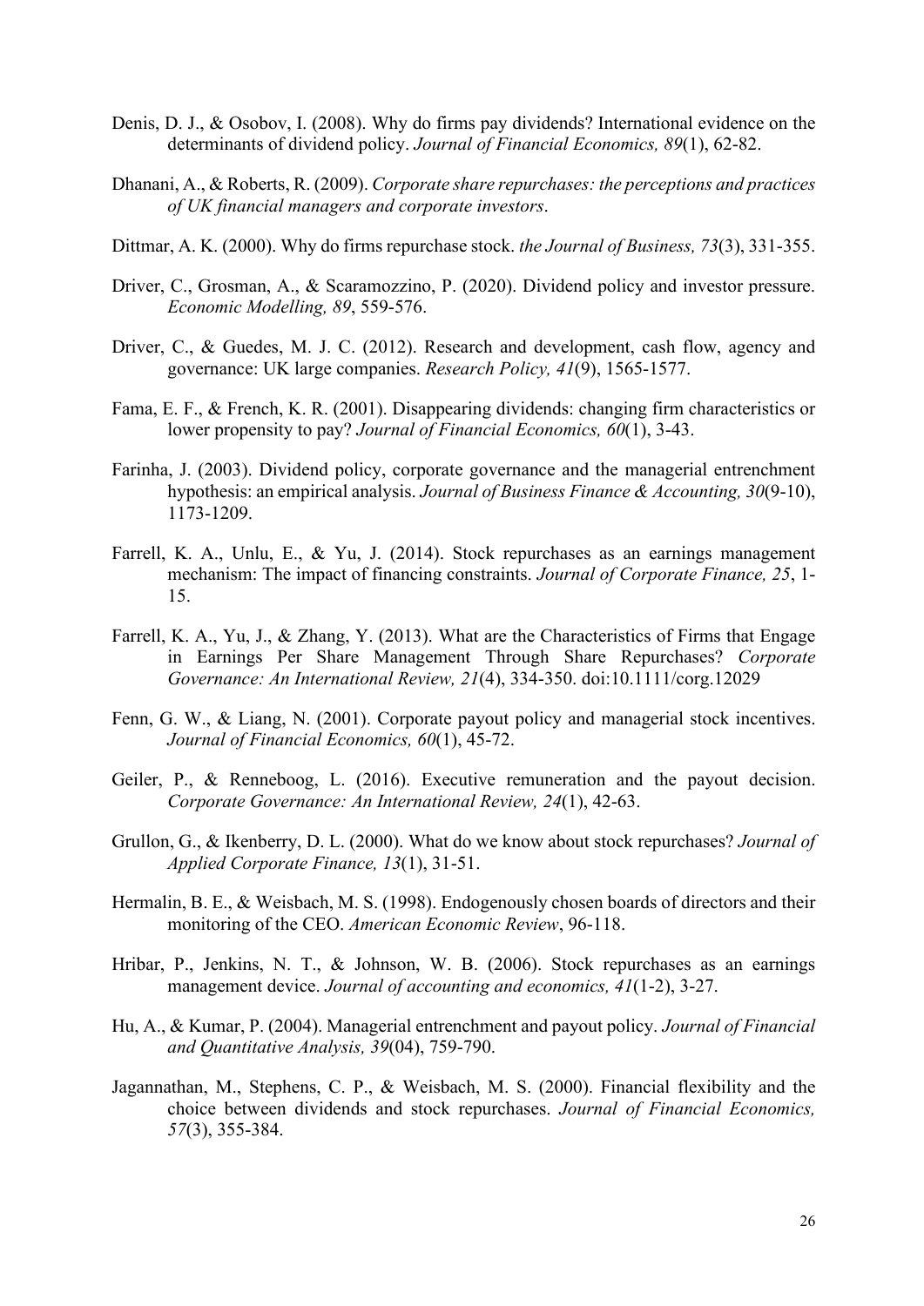Denis, D. J., & Osobov, I. (2008). Why do firms pay dividends? International evidence on the determinants of dividend policy. *Journal of Financial Economics, 89*(1), 62-82.

Dhanani, A., & Roberts, R. (2009). *Corporate share repurchases: the perceptions and practices of UK financial managers and corporate investors*.

Dittmar, A. K. (2000). Why do firms repurchase stock. *the Journal of Business, 73*(3), 331-355.

Driver, C., Grosman, A., & Scaramozzino, P. (2020). Dividend policy and investor pressure. *Economic Modelling, 89*, 559-576.

Driver, C., & Guedes, M. J. C. (2012). Research and development, cash flow, agency and governance: UK large companies. *Research Policy, 41*(9), 1565-1577.

Fama, E. F., & French, K. R. (2001). Disappearing dividends: changing firm characteristics or lower propensity to pay? *Journal of Financial Economics, 60*(1), 3-43.

Farinha, J. (2003). Dividend policy, corporate governance and the managerial entrenchment hypothesis: an empirical analysis. *Journal of Business Finance & Accounting, 30*(9-10), 1173-1209.

Farrell, K. A., Unlu, E., & Yu, J. (2014). Stock repurchases as an earnings management mechanism: The impact of financing constraints. *Journal of Corporate Finance, 25*, 1-15.

Farrell, K. A., Yu, J., & Zhang, Y. (2013). What are the Characteristics of Firms that Engage in Earnings Per Share Management Through Share Repurchases? *Corporate Governance: An International Review, 21*(4), 334-350. doi:10.1111/corg.12029

Fenn, G. W., & Liang, N. (2001). Corporate payout policy and managerial stock incentives. *Journal of Financial Economics, 60*(1), 45-72.

Geiler, P., & Renneboog, L. (2016). Executive remuneration and the payout decision. *Corporate Governance: An International Review, 24*(1), 42-63.

Grullon, G., & Ikenberry, D. L. (2000). What do we know about stock repurchases? *Journal of Applied Corporate Finance, 13*(1), 31-51.

Hermalin, B. E., & Weisbach, M. S. (1998). Endogenously chosen boards of directors and their monitoring of the CEO. *American Economic Review*, 96-118.

Hribar, P., Jenkins, N. T., & Johnson, W. B. (2006). Stock repurchases as an earnings management device. *Journal of accounting and economics, 41*(1-2), 3-27.

Hu, A., & Kumar, P. (2004). Managerial entrenchment and payout policy. *Journal of Financial and Quantitative Analysis, 39*(04), 759-790.

Jagannathan, M., Stephens, C. P., & Weisbach, M. S. (2000). Financial flexibility and the choice between dividends and stock repurchases. *Journal of Financial Economics, 57*(3), 355-384.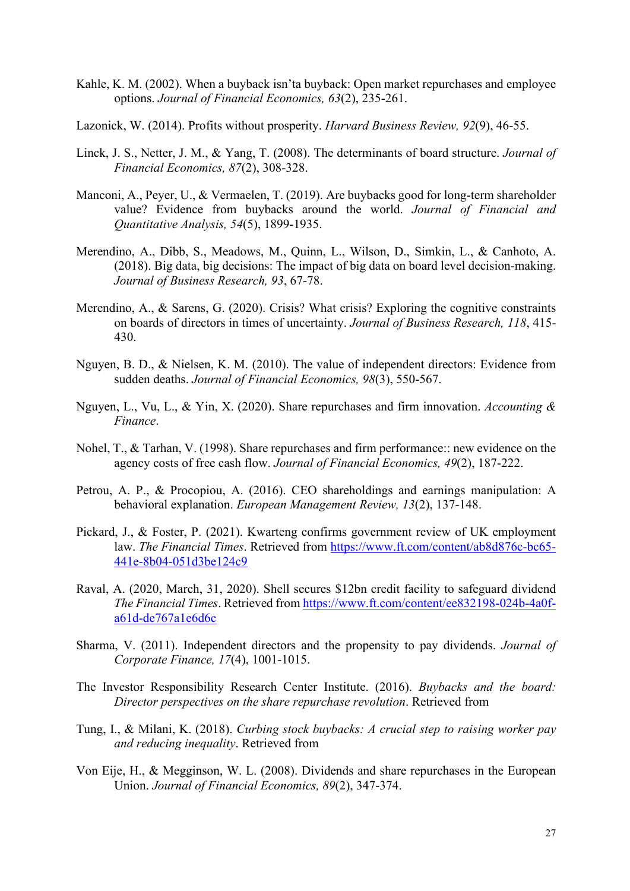Kahle, K. M. (2002). When a buyback isn'ta buyback: Open market repurchases and employee options. *Journal of Financial Economics, 63*(2), 235-261.

Lazonick, W. (2014). Profits without prosperity. *Harvard Business Review, 92*(9), 46-55.

Linck, J. S., Netter, J. M., & Yang, T. (2008). The determinants of board structure. *Journal of Financial Economics, 87*(2), 308-328.

Manconi, A., Peyer, U., & Vermaelen, T. (2019). Are buybacks good for long-term shareholder value? Evidence from buybacks around the world. *Journal of Financial and Quantitative Analysis, 54*(5), 1899-1935.

Merendino, A., Dibb, S., Meadows, M., Quinn, L., Wilson, D., Simkin, L., & Canhoto, A. (2018). Big data, big decisions: The impact of big data on board level decision-making. *Journal of Business Research, 93*, 67-78.

Merendino, A., & Sarens, G. (2020). Crisis? What crisis? Exploring the cognitive constraints on boards of directors in times of uncertainty. *Journal of Business Research, 118*, 415-430.

Nguyen, B. D., & Nielsen, K. M. (2010). The value of independent directors: Evidence from sudden deaths. *Journal of Financial Economics, 98*(3), 550-567.

Nguyen, L., Vu, L., & Yin, X. (2020). Share repurchases and firm innovation. *Accounting & Finance*.

Nohel, T., & Tarhan, V. (1998). Share repurchases and firm performance:: new evidence on the agency costs of free cash flow. *Journal of Financial Economics, 49*(2), 187-222.

Petrou, A. P., & Procopiou, A. (2016). CEO shareholdings and earnings manipulation: A behavioral explanation. *European Management Review, 13*(2), 137-148.

Pickard, J., & Foster, P. (2021). Kwarteng confirms government review of UK employment law. *The Financial Times*. Retrieved from https://www.ft.com/content/ab8d876c-bc65-441e-8b04-051d3be124c9

Raval, A. (2020, March, 31, 2020). Shell secures $12bn credit facility to safeguard dividend *The Financial Times*. Retrieved from https://www.ft.com/content/ee832198-024b-4a0f-a61d-de767a1e6d6c

Sharma, V. (2011). Independent directors and the propensity to pay dividends. *Journal of Corporate Finance, 17*(4), 1001-1015.

The Investor Responsibility Research Center Institute. (2016). *Buybacks and the board: Director perspectives on the share repurchase revolution*. Retrieved from

Tung, I., & Milani, K. (2018). *Curbing stock buybacks: A crucial step to raising worker pay and reducing inequality*. Retrieved from

Von Eije, H., & Megginson, W. L. (2008). Dividends and share repurchases in the European Union. *Journal of Financial Economics, 89*(2), 347-374.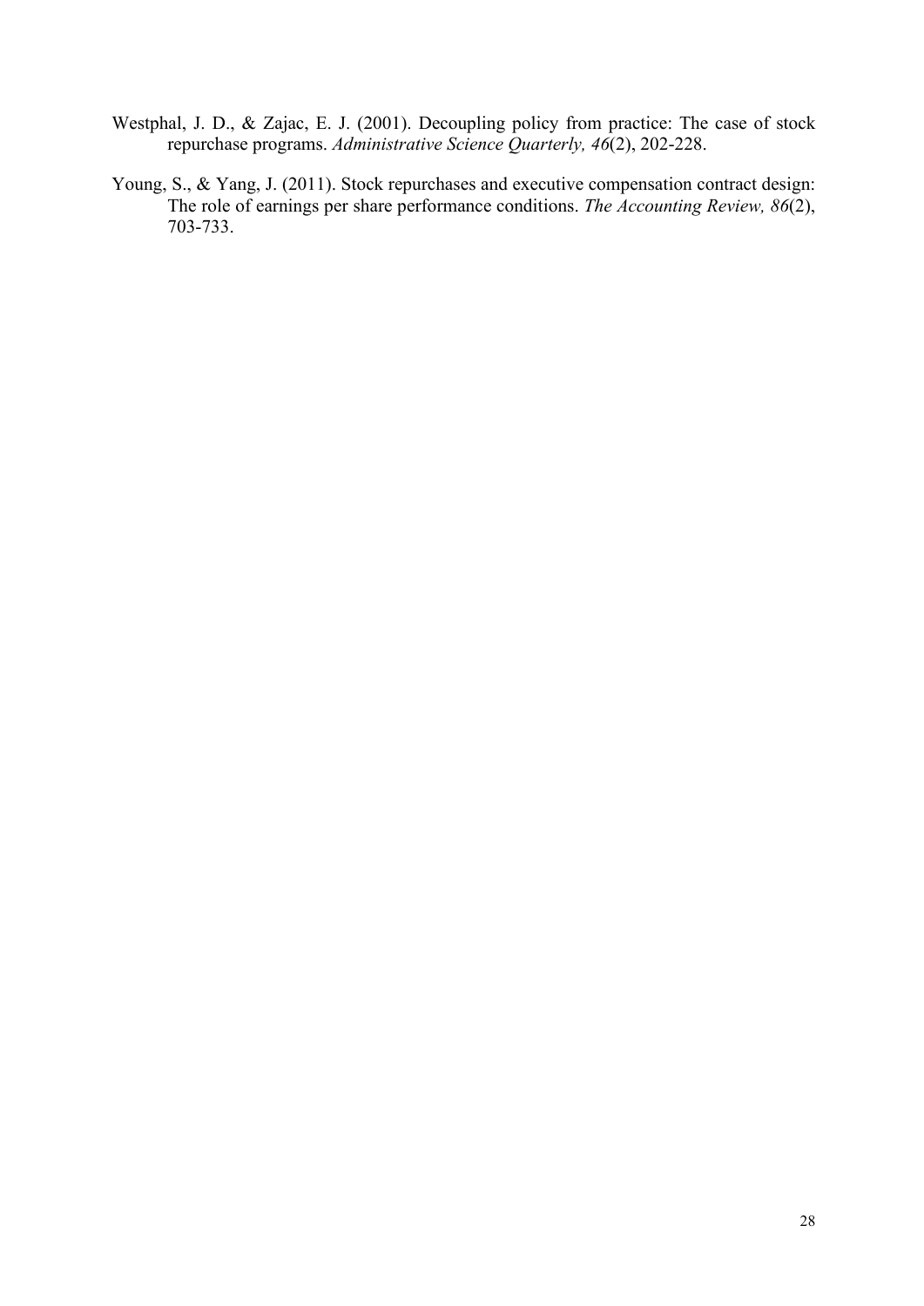Westphal, J. D., & Zajac, E. J. (2001). Decoupling policy from practice: The case of stock repurchase programs. *Administrative Science Quarterly, 46*(2), 202-228.

Young, S., & Yang, J. (2011). Stock repurchases and executive compensation contract design: The role of earnings per share performance conditions. *The Accounting Review, 86*(2), 703-733.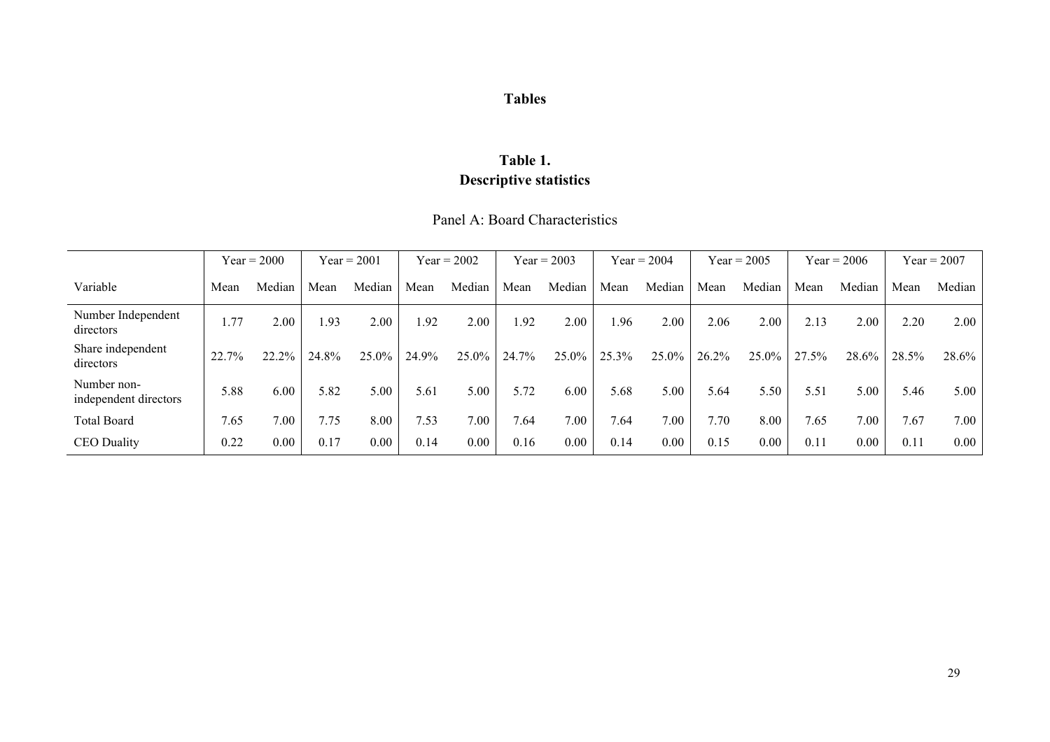# Tables

## Table 1.
## Descriptive statistics

Panel A: Board Characteristics

| | Year = 2000 | | Year = 2001 | | Year = 2002 | | Year = 2003 | | Year = 2004 | | Year = 2005 | | Year = 2006 | | Year = 2007 | |
|---|---|---|---|---|---|---|---|---|---|---|---|---|---|---|---|---|
| Variable | Mean | Median | Mean | Median | Mean | Median | Mean | Median | Mean | Median | Mean | Median | Mean | Median | Mean | Median |
| Number Independent directors | 1.77 | 2.00 | 1.93 | 2.00 | 1.92 | 2.00 | 1.92 | 2.00 | 1.96 | 2.00 | 2.06 | 2.00 | 2.13 | 2.00 | 2.20 | 2.00 |
| Share independent directors | 22.7% | 22.2% | 24.8% | 25.0% | 24.9% | 25.0% | 24.7% | 25.0% | 25.3% | 25.0% | 26.2% | 25.0% | 27.5% | 28.6% | 28.5% | 28.6% |
| Number non-independent directors | 5.88 | 6.00 | 5.82 | 5.00 | 5.61 | 5.00 | 5.72 | 6.00 | 5.68 | 5.00 | 5.64 | 5.50 | 5.51 | 5.00 | 5.46 | 5.00 |
| Total Board | 7.65 | 7.00 | 7.75 | 8.00 | 7.53 | 7.00 | 7.64 | 7.00 | 7.64 | 7.00 | 7.70 | 8.00 | 7.65 | 7.00 | 7.67 | 7.00 |
| CEO Duality | 0.22 | 0.00 | 0.17 | 0.00 | 0.14 | 0.00 | 0.16 | 0.00 | 0.14 | 0.00 | 0.15 | 0.00 | 0.11 | 0.00 | 0.11 | 0.00 |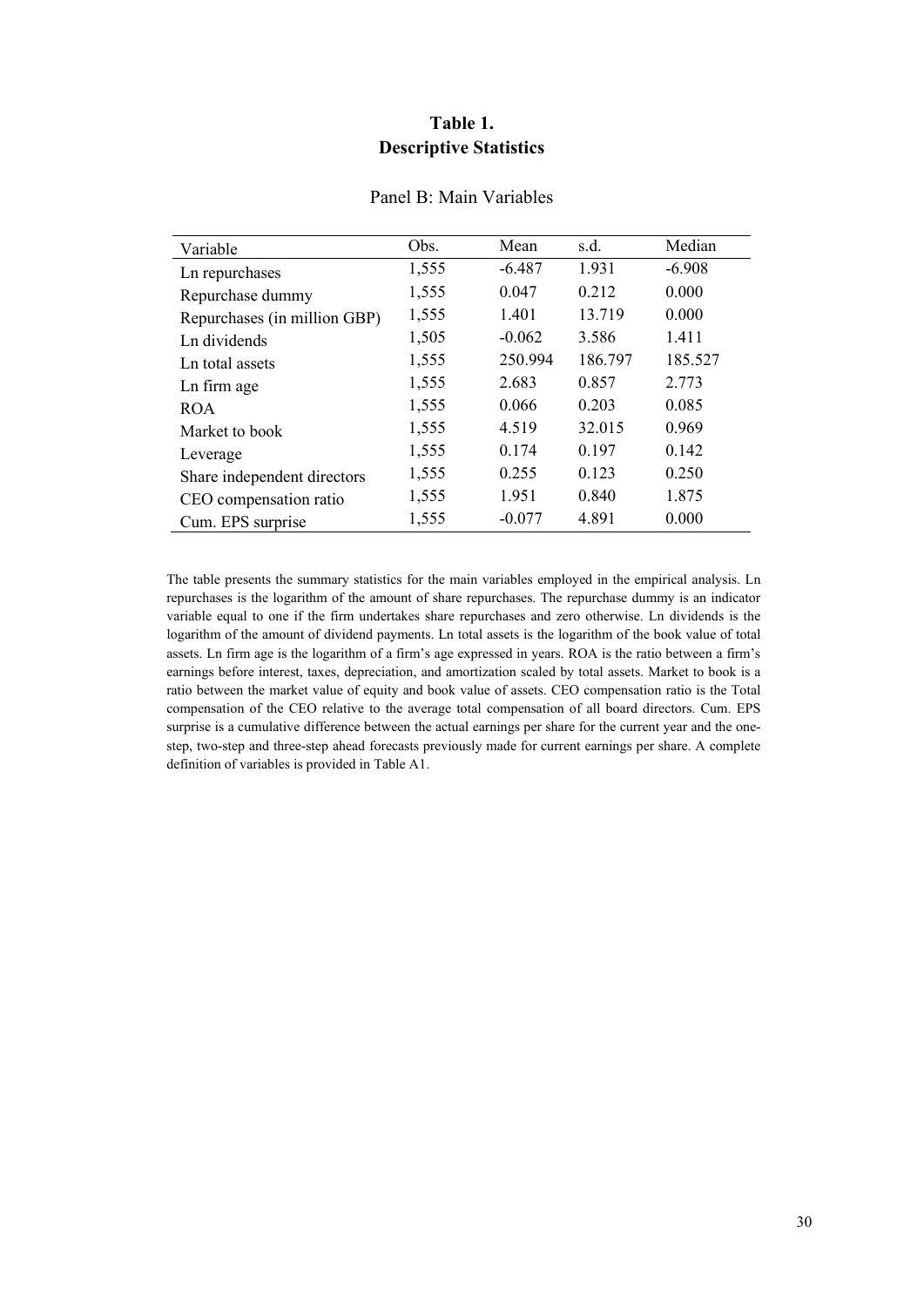# Table 1.
# Descriptive Statistics

### Panel B: Main Variables

| Variable | Obs. | Mean | s.d. | Median |
|---|---|---|---|---|
| Ln repurchases | 1,555 | -6.487 | 1.931 | -6.908 |
| Repurchase dummy | 1,555 | 0.047 | 0.212 | 0.000 |
| Repurchases (in million GBP) | 1,555 | 1.401 | 13.719 | 0.000 |
| Ln dividends | 1,505 | -0.062 | 3.586 | 1.411 |
| Ln total assets | 1,555 | 250.994 | 186.797 | 185.527 |
| Ln firm age | 1,555 | 2.683 | 0.857 | 2.773 |
| ROA | 1,555 | 0.066 | 0.203 | 0.085 |
| Market to book | 1,555 | 4.519 | 32.015 | 0.969 |
| Leverage | 1,555 | 0.174 | 0.197 | 0.142 |
| Share independent directors | 1,555 | 0.255 | 0.123 | 0.250 |
| CEO compensation ratio | 1,555 | 1.951 | 0.840 | 1.875 |
| Cum. EPS surprise | 1,555 | -0.077 | 4.891 | 0.000 |

The table presents the summary statistics for the main variables employed in the empirical analysis. Ln repurchases is the logarithm of the amount of share repurchases. The repurchase dummy is an indicator variable equal to one if the firm undertakes share repurchases and zero otherwise. Ln dividends is the logarithm of the amount of dividend payments. Ln total assets is the logarithm of the book value of total assets. Ln firm age is the logarithm of a firm's age expressed in years. ROA is the ratio between a firm's earnings before interest, taxes, depreciation, and amortization scaled by total assets. Market to book is a ratio between the market value of equity and book value of assets. CEO compensation ratio is the Total compensation of the CEO relative to the average total compensation of all board directors. Cum. EPS surprise is a cumulative difference between the actual earnings per share for the current year and the one-step, two-step and three-step ahead forecasts previously made for current earnings per share. A complete definition of variables is provided in Table A1.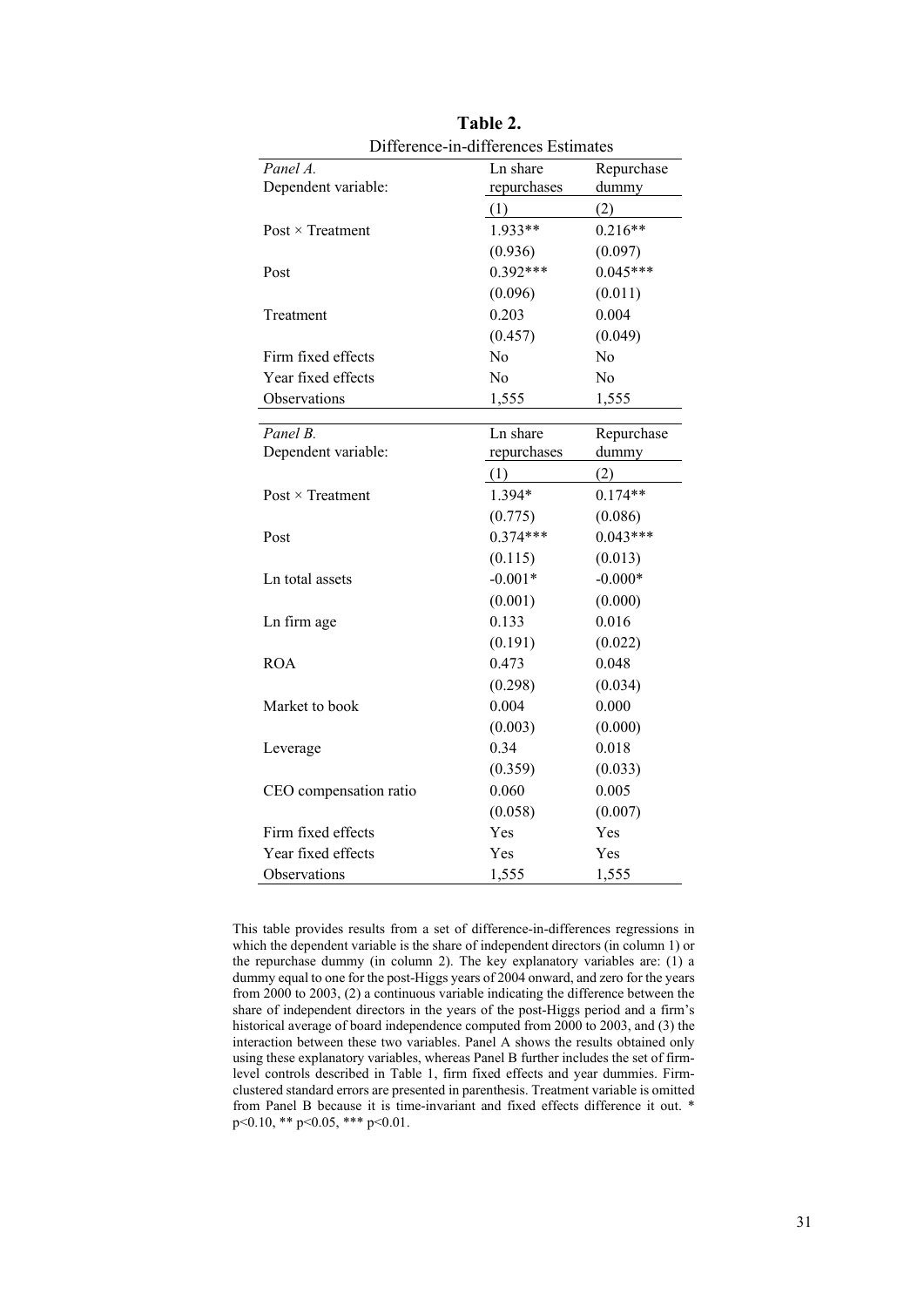**Table 2.**

Difference-in-differences Estimates

| *Panel A.* Dependent variable: | Ln share repurchases | Repurchase dummy |
|---|---|---|
| | (1) | (2) |
| Post × Treatment | 1.933** | 0.216** |
| | (0.936) | (0.097) |
| Post | 0.392*** | 0.045*** |
| | (0.096) | (0.011) |
| Treatment | 0.203 | 0.004 |
| | (0.457) | (0.049) |
| Firm fixed effects | No | No |
| Year fixed effects | No | No |
| Observations | 1,555 | 1,555 |

| *Panel B.* Dependent variable: | Ln share repurchases | Repurchase dummy |
|---|---|---|
| | (1) | (2) |
| Post × Treatment | 1.394* | 0.174** |
| | (0.775) | (0.086) |
| Post | 0.374*** | 0.043*** |
| | (0.115) | (0.013) |
| Ln total assets | -0.001* | -0.000* |
| | (0.001) | (0.000) |
| Ln firm age | 0.133 | 0.016 |
| | (0.191) | (0.022) |
| ROA | 0.473 | 0.048 |
| | (0.298) | (0.034) |
| Market to book | 0.004 | 0.000 |
| | (0.003) | (0.000) |
| Leverage | 0.34 | 0.018 |
| | (0.359) | (0.033) |
| CEO compensation ratio | 0.060 | 0.005 |
| | (0.058) | (0.007) |
| Firm fixed effects | Yes | Yes |
| Year fixed effects | Yes | Yes |
| Observations | 1,555 | 1,555 |

This table provides results from a set of difference-in-differences regressions in which the dependent variable is the share of independent directors (in column 1) or the repurchase dummy (in column 2). The key explanatory variables are: (1) a dummy equal to one for the post-Higgs years of 2004 onward, and zero for the years from 2000 to 2003, (2) a continuous variable indicating the difference between the share of independent directors in the years of the post-Higgs period and a firm's historical average of board independence computed from 2000 to 2003, and (3) the interaction between these two variables. Panel A shows the results obtained only using these explanatory variables, whereas Panel B further includes the set of firm-level controls described in Table 1, firm fixed effects and year dummies. Firm-clustered standard errors are presented in parenthesis. Treatment variable is omitted from Panel B because it is time-invariant and fixed effects difference it out. * $p<0.10$, ** $p<0.05$, *** $p<0.01$.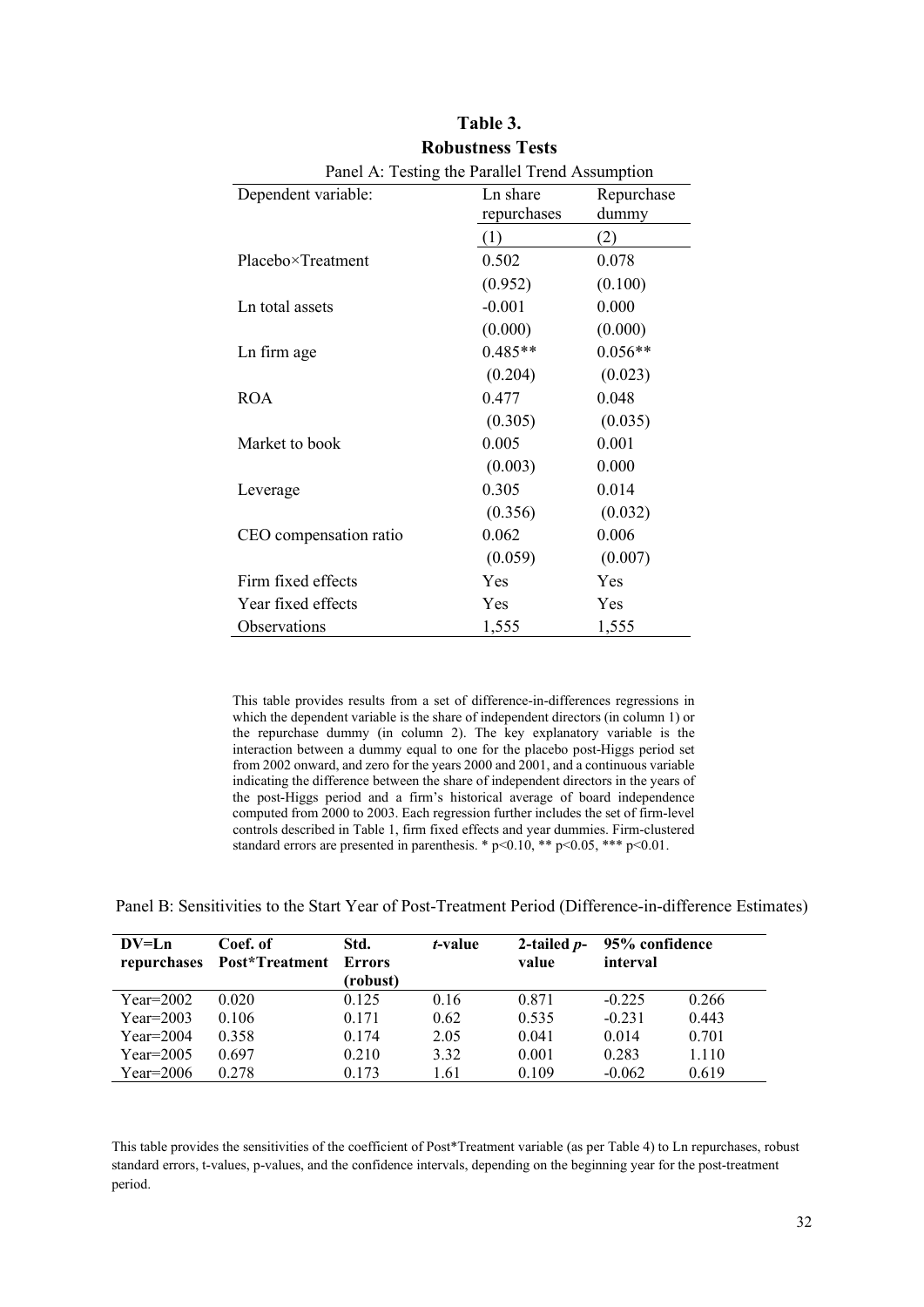# Table 3.

## Robustness Tests

Panel A: Testing the Parallel Trend Assumption

| Dependent variable: | Ln share repurchases | Repurchase dummy |
|---|---|---|
| | (1) | (2) |
| Placebo×Treatment | 0.502 | 0.078 |
| | (0.952) | (0.100) |
| Ln total assets | -0.001 | 0.000 |
| | (0.000) | (0.000) |
| Ln firm age | 0.485** | 0.056** |
| | (0.204) | (0.023) |
| ROA | 0.477 | 0.048 |
| | (0.305) | (0.035) |
| Market to book | 0.005 | 0.001 |
| | (0.003) | 0.000 |
| Leverage | 0.305 | 0.014 |
| | (0.356) | (0.032) |
| CEO compensation ratio | 0.062 | 0.006 |
| | (0.059) | (0.007) |
| Firm fixed effects | Yes | Yes |
| Year fixed effects | Yes | Yes |
| Observations | 1,555 | 1,555 |

This table provides results from a set of difference-in-differences regressions in which the dependent variable is the share of independent directors (in column 1) or the repurchase dummy (in column 2). The key explanatory variable is the interaction between a dummy equal to one for the placebo post-Higgs period set from 2002 onward, and zero for the years 2000 and 2001, and a continuous variable indicating the difference between the share of independent directors in the years of the post-Higgs period and a firm's historical average of board independence computed from 2000 to 2003. Each regression further includes the set of firm-level controls described in Table 1, firm fixed effects and year dummies. Firm-clustered standard errors are presented in parenthesis. * $p<0.10$, ** $p<0.05$, *** $p<0.01$.

Panel B: Sensitivities to the Start Year of Post-Treatment Period (Difference-in-difference Estimates)

| DV=Ln repurchases | Coef. of Post*Treatment | Std. Errors (robust) | *t*-value | 2-tailed *p*-value | 95% confidence interval | |
|---|---|---|---|---|---|---|
| Year=2002 | 0.020 | 0.125 | 0.16 | 0.871 | -0.225 | 0.266 |
| Year=2003 | 0.106 | 0.171 | 0.62 | 0.535 | -0.231 | 0.443 |
| Year=2004 | 0.358 | 0.174 | 2.05 | 0.041 | 0.014 | 0.701 |
| Year=2005 | 0.697 | 0.210 | 3.32 | 0.001 | 0.283 | 1.110 |
| Year=2006 | 0.278 | 0.173 | 1.61 | 0.109 | -0.062 | 0.619 |

This table provides the sensitivities of the coefficient of Post*Treatment variable (as per Table 4) to Ln repurchases, robust standard errors, t-values, p-values, and the confidence intervals, depending on the beginning year for the post-treatment period.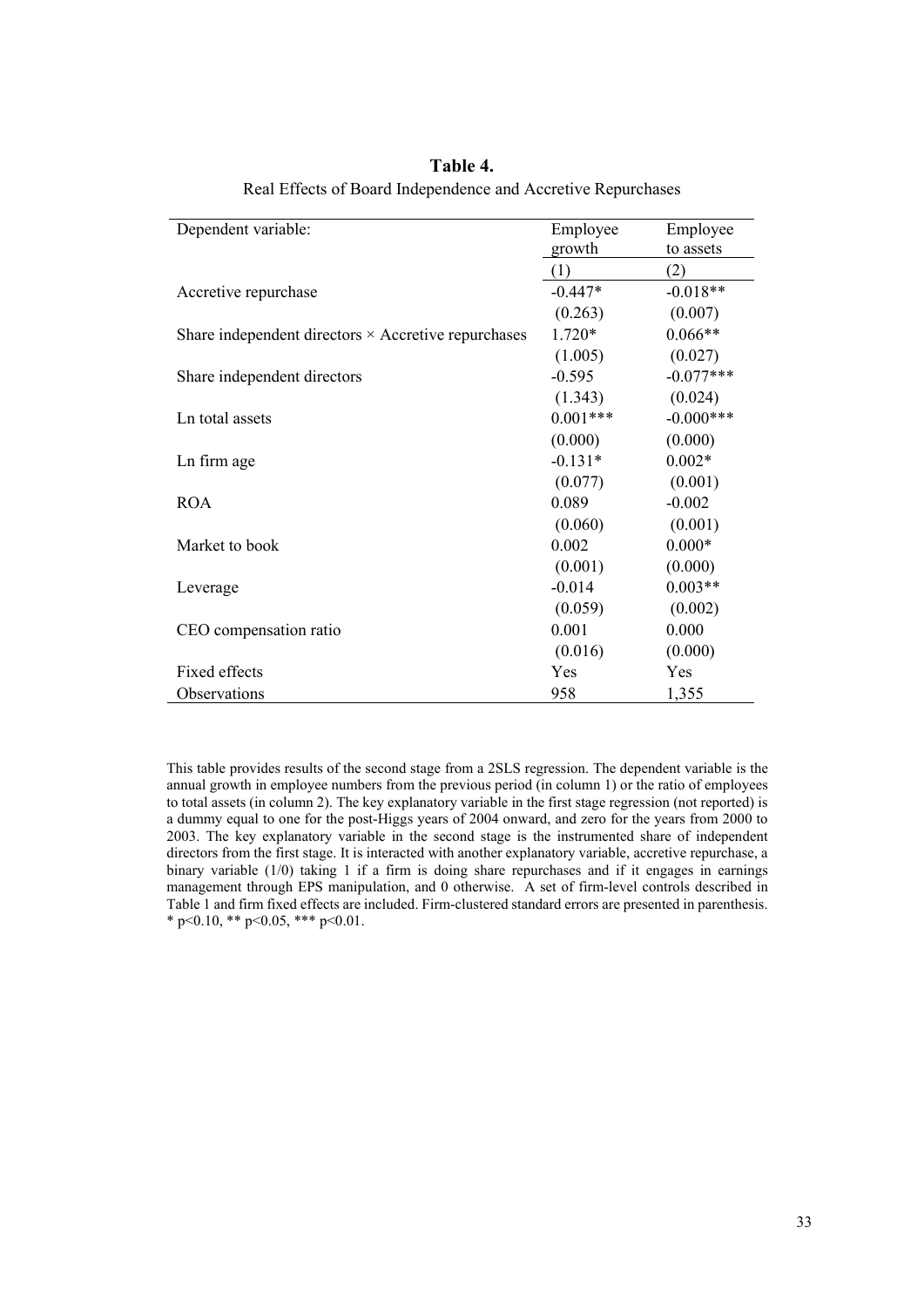**Table 4.**

Real Effects of Board Independence and Accretive Repurchases

| Dependent variable: | Employee growth | Employee to assets |
|---|---|---|
| | (1) | (2) |
| Accretive repurchase | -0.447* | -0.018** |
| | (0.263) | (0.007) |
| Share independent directors × Accretive repurchases | 1.720* | 0.066** |
| | (1.005) | (0.027) |
| Share independent directors | -0.595 | -0.077*** |
| | (1.343) | (0.024) |
| Ln total assets | 0.001*** | -0.000*** |
| | (0.000) | (0.000) |
| Ln firm age | -0.131* | 0.002* |
| | (0.077) | (0.001) |
| ROA | 0.089 | -0.002 |
| | (0.060) | (0.001) |
| Market to book | 0.002 | 0.000* |
| | (0.001) | (0.000) |
| Leverage | -0.014 | 0.003** |
| | (0.059) | (0.002) |
| CEO compensation ratio | 0.001 | 0.000 |
| | (0.016) | (0.000) |
| Fixed effects | Yes | Yes |
| Observations | 958 | 1,355 |

This table provides results of the second stage from a 2SLS regression. The dependent variable is the annual growth in employee numbers from the previous period (in column 1) or the ratio of employees to total assets (in column 2). The key explanatory variable in the first stage regression (not reported) is a dummy equal to one for the post-Higgs years of 2004 onward, and zero for the years from 2000 to 2003. The key explanatory variable in the second stage is the instrumented share of independent directors from the first stage. It is interacted with another explanatory variable, accretive repurchase, a binary variable (1/0) taking 1 if a firm is doing share repurchases and if it engages in earnings management through EPS manipulation, and 0 otherwise. A set of firm-level controls described in Table 1 and firm fixed effects are included. Firm-clustered standard errors are presented in parenthesis. * $p<0.10$, ** $p<0.05$, *** $p<0.01$.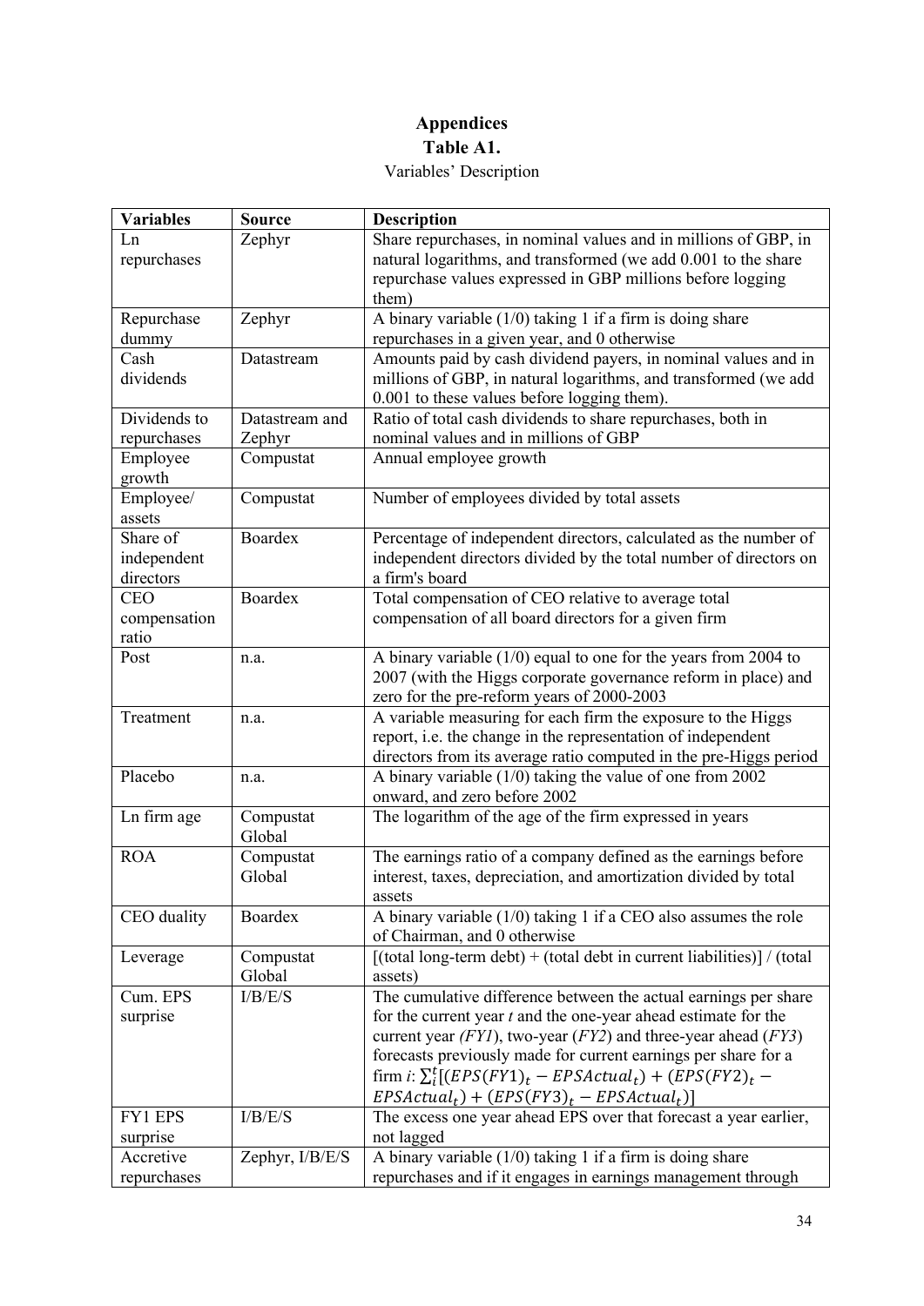# Appendices

## Table A1.

Variables' Description

| Variables | Source | Description |
|---|---|---|
| Ln repurchases | Zephyr | Share repurchases, in nominal values and in millions of GBP, in natural logarithms, and transformed (we add 0.001 to the share repurchase values expressed in GBP millions before logging them) |
| Repurchase dummy | Zephyr | A binary variable (1/0) taking 1 if a firm is doing share repurchases in a given year, and 0 otherwise |
| Cash dividends | Datastream | Amounts paid by cash dividend payers, in nominal values and in millions of GBP, in natural logarithms, and transformed (we add 0.001 to these values before logging them). |
| Dividends to repurchases | Datastream and Zephyr | Ratio of total cash dividends to share repurchases, both in nominal values and in millions of GBP |
| Employee growth | Compustat | Annual employee growth |
| Employee/ assets | Compustat | Number of employees divided by total assets |
| Share of independent directors | Boardex | Percentage of independent directors, calculated as the number of independent directors divided by the total number of directors on a firm's board |
| CEO compensation ratio | Boardex | Total compensation of CEO relative to average total compensation of all board directors for a given firm |
| Post | n.a. | A binary variable (1/0) equal to one for the years from 2004 to 2007 (with the Higgs corporate governance reform in place) and zero for the pre-reform years of 2000-2003 |
| Treatment | n.a. | A variable measuring for each firm the exposure to the Higgs report, i.e. the change in the representation of independent directors from its average ratio computed in the pre-Higgs period |
| Placebo | n.a. | A binary variable (1/0) taking the value of one from 2002 onward, and zero before 2002 |
| Ln firm age | Compustat Global | The logarithm of the age of the firm expressed in years |
| ROA | Compustat Global | The earnings ratio of a company defined as the earnings before interest, taxes, depreciation, and amortization divided by total assets |
| CEO duality | Boardex | A binary variable (1/0) taking 1 if a CEO also assumes the role of Chairman, and 0 otherwise |
| Leverage | Compustat Global | [(total long-term debt) + (total debt in current liabilities)] / (total assets) |
| Cum. EPS surprise | I/B/E/S | The cumulative difference between the actual earnings per share for the current year *t* and the one-year ahead estimate for the current year *(FY1)*, two-year (*FY2*) and three-year ahead (*FY3*) forecasts previously made for current earnings per share for a firm *i*: $\sum_i^t[(EPS(FY1)_t - EPSActual_t) + (EPS(FY2)_t - EPSActual_t) + (EPS(FY3)_t - EPSActual_t)]$ |
| FY1 EPS surprise | I/B/E/S | The excess one year ahead EPS over that forecast a year earlier, not lagged |
| Accretive repurchases | Zephyr, I/B/E/S | A binary variable (1/0) taking 1 if a firm is doing share repurchases and if it engages in earnings management through |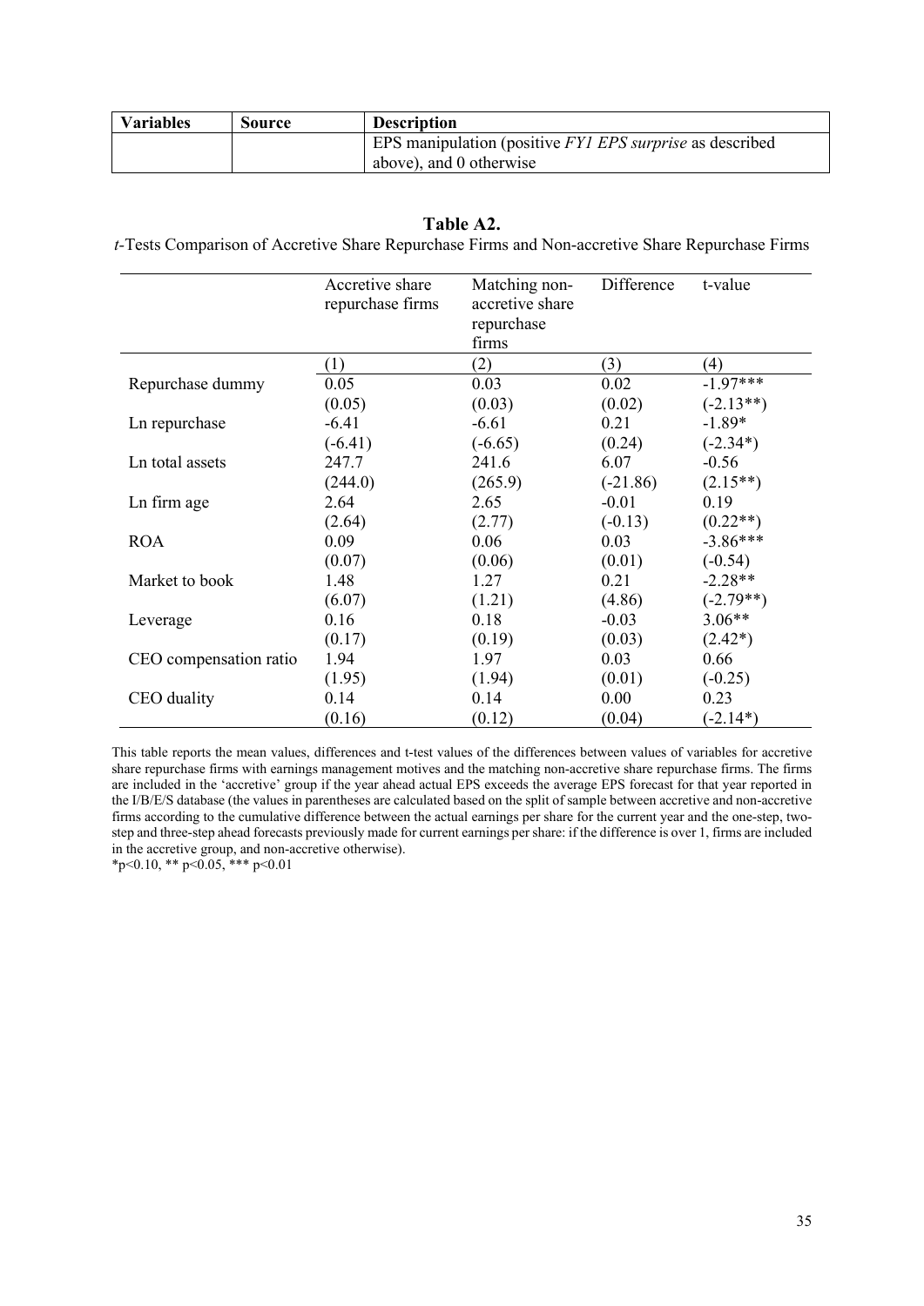| Variables | Source | Description |
|---|---|---|
| | | EPS manipulation (positive *FY1 EPS surprise* as described above), and 0 otherwise |

**Table A2.**

*t*-Tests Comparison of Accretive Share Repurchase Firms and Non-accretive Share Repurchase Firms

| | Accretive share repurchase firms | Matching non-accretive share repurchase firms | Difference | t-value |
|---|---|---|---|---|
| | (1) | (2) | (3) | (4) |
| Repurchase dummy | 0.05 | 0.03 | 0.02 | -1.97*** |
| | (0.05) | (0.03) | (0.02) | (-2.13**) |
| Ln repurchase | -6.41 | -6.61 | 0.21 | -1.89* |
| | (-6.41) | (-6.65) | (0.24) | (-2.34*) |
| Ln total assets | 247.7 | 241.6 | 6.07 | -0.56 |
| | (244.0) | (265.9) | (-21.86) | (2.15**) |
| Ln firm age | 2.64 | 2.65 | -0.01 | 0.19 |
| | (2.64) | (2.77) | (-0.13) | (0.22**) |
| ROA | 0.09 | 0.06 | 0.03 | -3.86*** |
| | (0.07) | (0.06) | (0.01) | (-0.54) |
| Market to book | 1.48 | 1.27 | 0.21 | -2.28** |
| | (6.07) | (1.21) | (4.86) | (-2.79**) |
| Leverage | 0.16 | 0.18 | -0.03 | 3.06** |
| | (0.17) | (0.19) | (0.03) | (2.42*) |
| CEO compensation ratio | 1.94 | 1.97 | 0.03 | 0.66 |
| | (1.95) | (1.94) | (0.01) | (-0.25) |
| CEO duality | 0.14 | 0.14 | 0.00 | 0.23 |
| | (0.16) | (0.12) | (0.04) | (-2.14*) |

This table reports the mean values, differences and t-test values of the differences between values of variables for accretive share repurchase firms with earnings management motives and the matching non-accretive share repurchase firms. The firms are included in the 'accretive' group if the year ahead actual EPS exceeds the average EPS forecast for that year reported in the I/B/E/S database (the values in parentheses are calculated based on the split of sample between accretive and non-accretive firms according to the cumulative difference between the actual earnings per share for the current year and the one-step, two-step and three-step ahead forecasts previously made for current earnings per share: if the difference is over 1, firms are included in the accretive group, and non-accretive otherwise).

*p<0.10, ** p<0.05, *** p<0.01